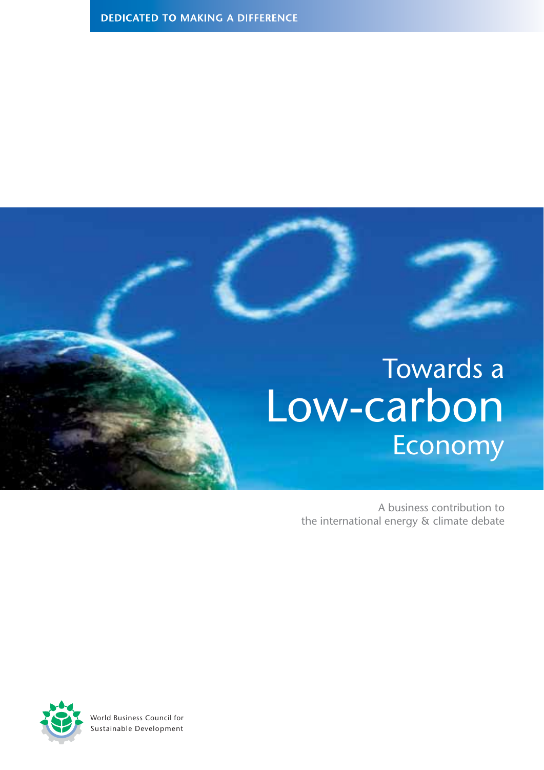**DEDICATED TO MAKING A DIFFERENCE**

# Towards a Low-carbon Economy

A business contribution to the international energy & climate debate

World Business Council for Sustainable Development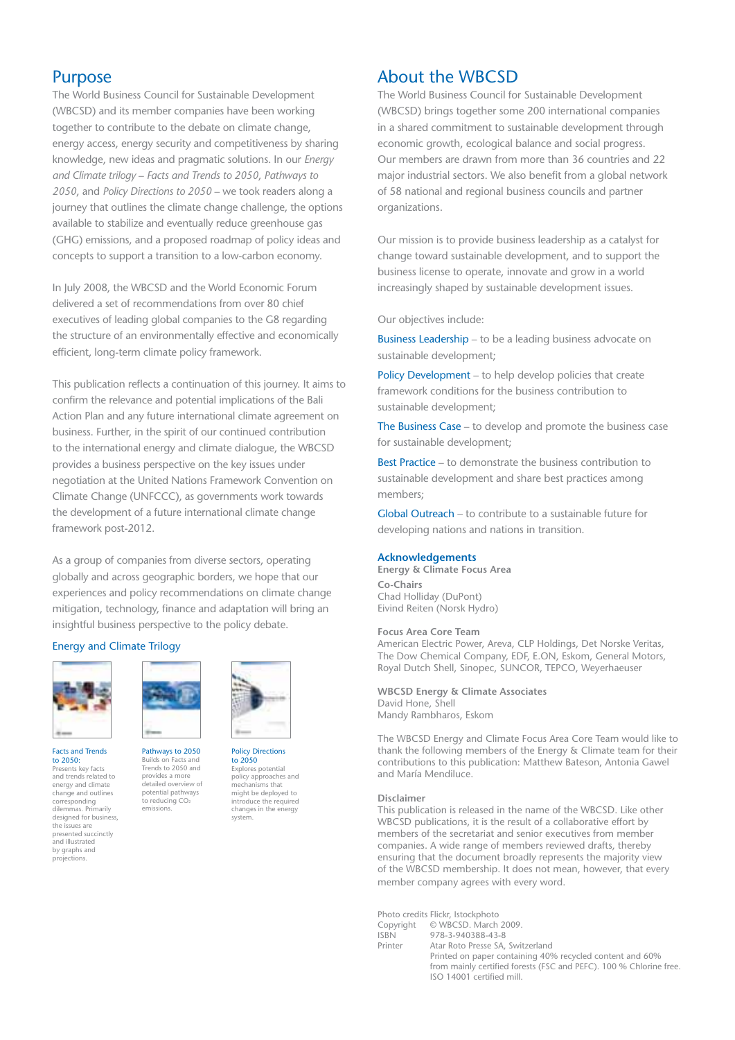## Purpose

The World Business Council for Sustainable Development (WBCSD) and its member companies have been working together to contribute to the debate on climate change, energy access, energy security and competitiveness by sharing knowledge, new ideas and pragmatic solutions. In our *Energy and Climate trilogy – Facts and Trends to 2050*, *Pathways to 2050*, and *Policy Directions to 2050* – we took readers along a journey that outlines the climate change challenge, the options available to stabilize and eventually reduce greenhouse gas (GHG) emissions, and a proposed roadmap of policy ideas and concepts to support a transition to a low-carbon economy.

In July 2008, the WBCSD and the World Economic Forum delivered a set of recommendations from over 80 chief executives of leading global companies to the G8 regarding the structure of an environmentally effective and economically efficient, long-term climate policy framework.

This publication reflects a continuation of this journey. It aims to confirm the relevance and potential implications of the Bali Action Plan and any future international climate agreement on business. Further, in the spirit of our continued contribution to the international energy and climate dialogue, the WBCSD provides a business perspective on the key issues under negotiation at the United Nations Framework Convention on Climate Change (UNFCCC), as governments work towards the development of a future international climate change framework post-2012.

As a group of companies from diverse sectors, operating globally and across geographic borders, we hope that our experiences and policy recommendations on climate change mitigation, technology, finance and adaptation will bring an insightful business perspective to the policy debate.

### Energy and Climate Trilogy

**Facts and Trends to 2050:** Presents key facts and trends related to energy and climate change and outlines corresponding dilemmas. Primarily designed for business, the issues are presented succinctly and illustrated by graphs and projections.

**Pathways to 2050** Builds on Facts and Trends to 2050 and provides a more detailed overview of potential pathways to reducing $CO_2$ emissions.

**Policy Directions to 2050** Explores potential policy approaches and mechanisms that might be deployed to introduce the required changes in the energy system.

## About the WBCSD

The World Business Council for Sustainable Development (WBCSD) brings together some 200 international companies in a shared commitment to sustainable development through economic growth, ecological balance and social progress. Our members are drawn from more than 36 countries and 22 major industrial sectors. We also benefit from a global network of 58 national and regional business councils and partner organizations.

Our mission is to provide business leadership as a catalyst for change toward sustainable development, and to support the business license to operate, innovate and grow in a world increasingly shaped by sustainable development issues.

Our objectives include:

Business Leadership – to be a leading business advocate on sustainable development;

Policy Development – to help develop policies that create framework conditions for the business contribution to sustainable development;

The Business Case – to develop and promote the business case for sustainable development;

Best Practice – to demonstrate the business contribution to sustainable development and share best practices among members;

Global Outreach – to contribute to a sustainable future for developing nations and nations in transition.

### Acknowledgements

**Energy & Climate Focus Area**

**Co-Chairs**
Chad Holliday (DuPont)
Eivind Reiten (Norsk Hydro)

**Focus Area Core Team**
American Electric Power, Areva, CLP Holdings, Det Norske Veritas, The Dow Chemical Company, EDF, E.ON, Eskom, General Motors, Royal Dutch Shell, Sinopec, SUNCOR, TEPCO, Weyerhaeuser

**WBCSD Energy & Climate Associates**
David Hone, Shell
Mandy Rambharos, Eskom

The WBCSD Energy and Climate Focus Area Core Team would like to thank the following members of the Energy & Climate team for their contributions to this publication: Matthew Bateson, Antonia Gawel and María Mendiluce.

**Disclaimer**
This publication is released in the name of the WBCSD. Like other WBCSD publications, it is the result of a collaborative effort by members of the secretariat and senior executives from member companies. A wide range of members reviewed drafts, thereby ensuring that the document broadly represents the majority view of the WBCSD membership. It does not mean, however, that every member company agrees with every word.

Photo credits Flickr, Istockphoto
Copyright © WBCSD. March 2009.
ISBN 978-3-940388-43-8
Printer Atar Roto Presse SA, Switzerland
Printed on paper containing 40% recycled content and 60% from mainly certified forests (FSC and PEFC). 100 % Chlorine free. ISO 14001 certified mill.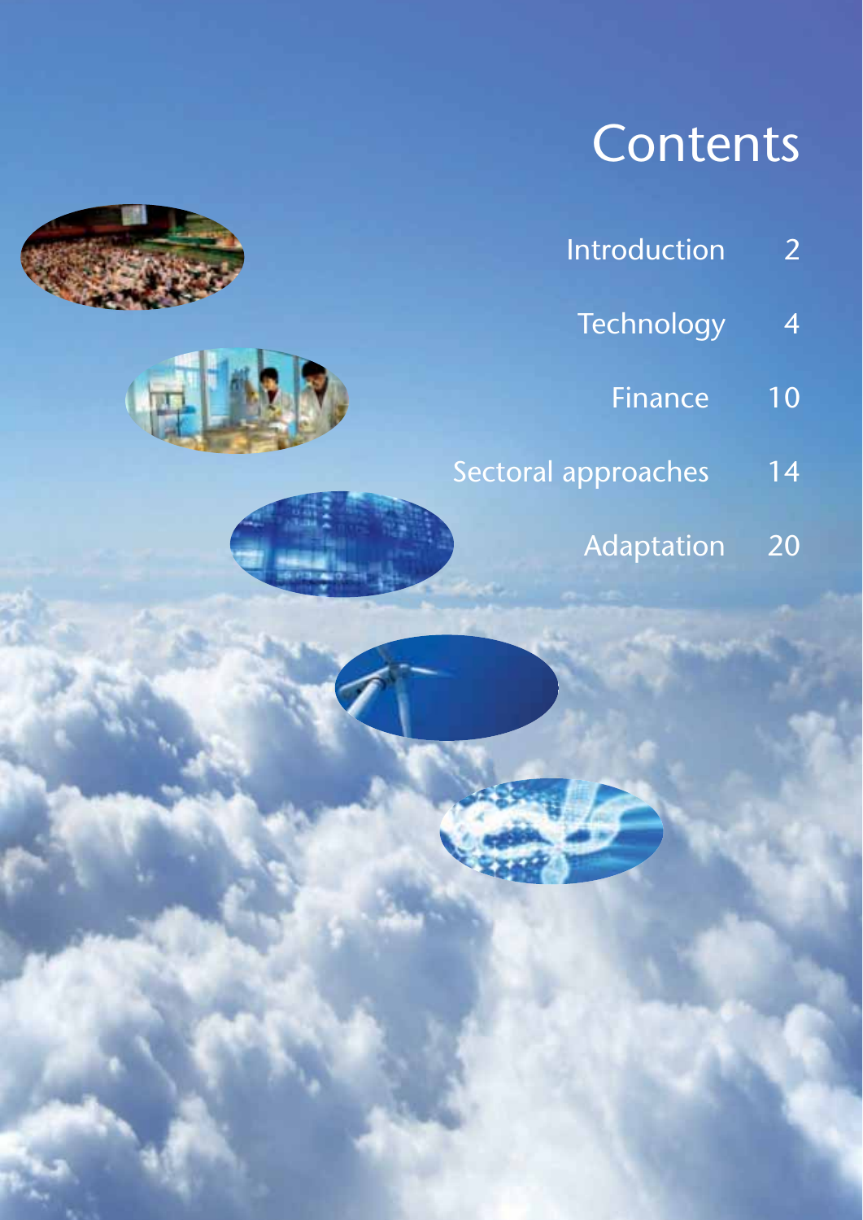# Contents

| | |
|---|---|
| Introduction | 2 |
| Technology | 4 |
| Finance | 10 |
| Sectoral approaches | 14 |
| Adaptation | 20 |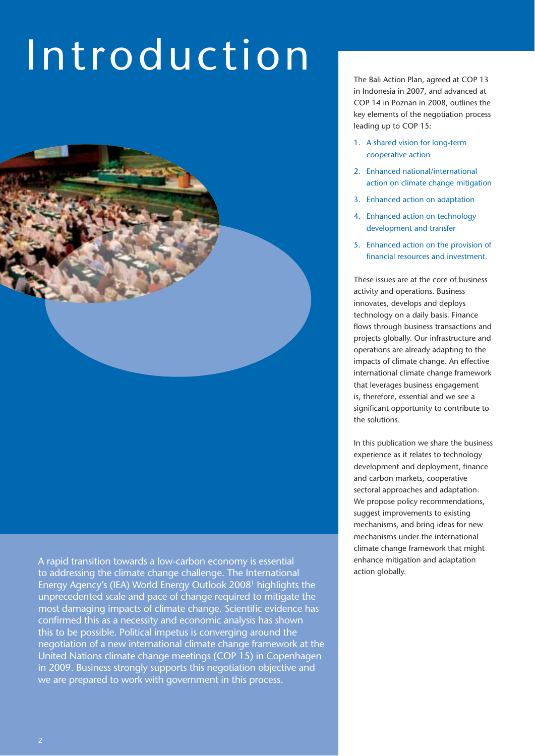# Introduction

A rapid transition towards a low-carbon economy is essential to addressing the climate change challenge. The International Energy Agency's (IEA) World Energy Outlook 2008[1] highlights the unprecedented scale and pace of change required to mitigate the most damaging impacts of climate change. Scientific evidence has confirmed this as a necessity and economic analysis has shown this to be possible. Political impetus is converging around the negotiation of a new international climate change framework at the United Nations climate change meetings (COP 15) in Copenhagen in 2009. Business strongly supports this negotiation objective and we are prepared to work with government in this process.

The Bali Action Plan, agreed at COP 13 in Indonesia in 2007, and advanced at COP 14 in Poznan in 2008, outlines the key elements of the negotiation process leading up to COP 15:

1. A shared vision for long-term cooperative action
2. Enhanced national/international action on climate change mitigation
3. Enhanced action on adaptation
4. Enhanced action on technology development and transfer
5. Enhanced action on the provision of financial resources and investment.

These issues are at the core of business activity and operations. Business innovates, develops and deploys technology on a daily basis. Finance flows through business transactions and projects globally. Our infrastructure and operations are already adapting to the impacts of climate change. An effective international climate change framework that leverages business engagement is, therefore, essential and we see a significant opportunity to contribute to the solutions.

In this publication we share the business experience as it relates to technology development and deployment, finance and carbon markets, cooperative sectoral approaches and adaptation. We propose policy recommendations, suggest improvements to existing mechanisms, and bring ideas for new mechanisms under the international climate change framework that might enhance mitigation and adaptation action globally.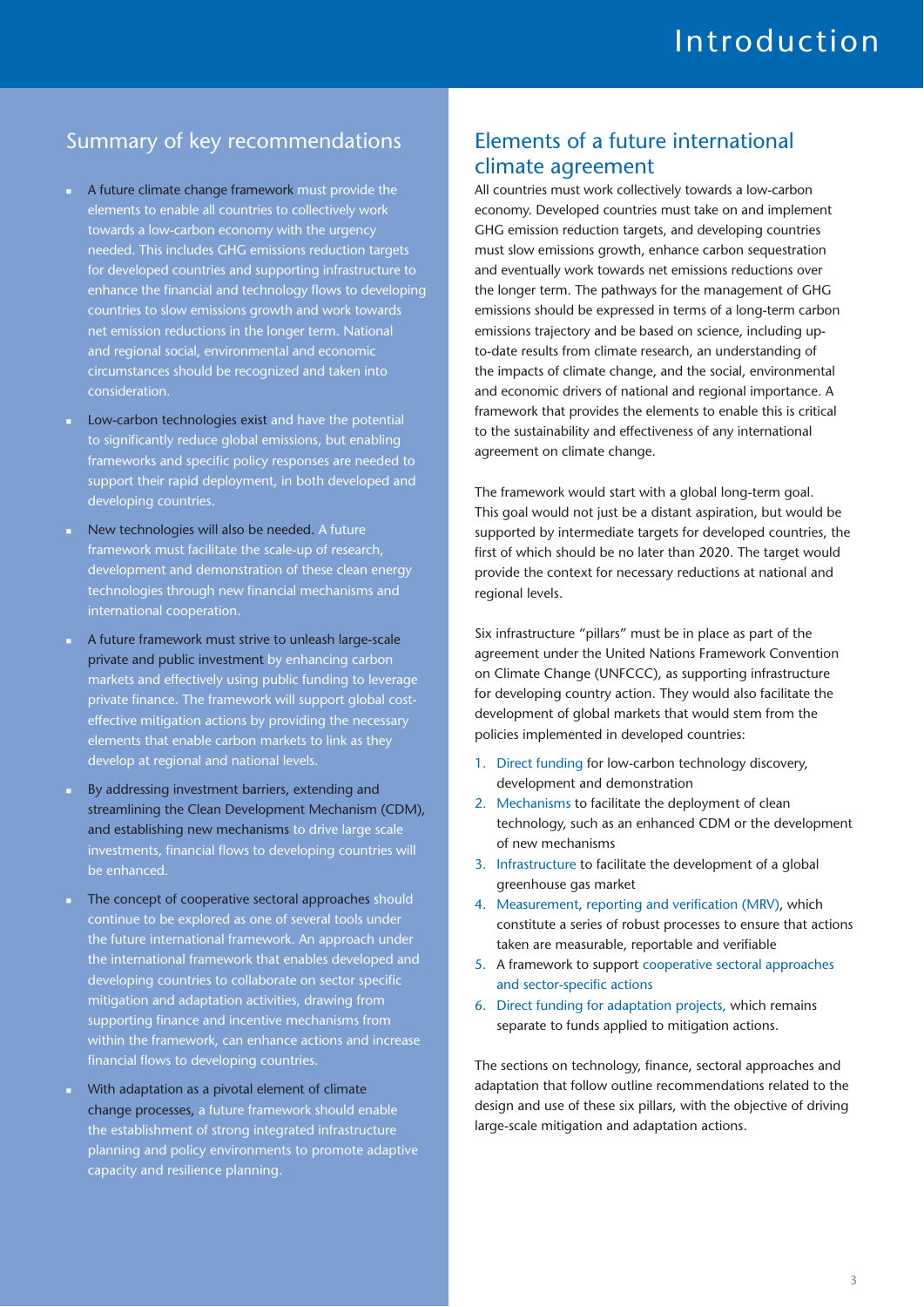# Introduction

## Summary of key recommendations

- A future climate change framework must provide the elements to enable all countries to collectively work towards a low-carbon economy with the urgency needed. This includes GHG emissions reduction targets for developed countries and supporting infrastructure to enhance the financial and technology flows to developing countries to slow emissions growth and work towards net emission reductions in the longer term. National and regional social, environmental and economic circumstances should be recognized and taken into consideration.
- Low-carbon technologies exist and have the potential to significantly reduce global emissions, but enabling frameworks and specific policy responses are needed to support their rapid deployment, in both developed and developing countries.
- New technologies will also be needed. A future framework must facilitate the scale-up of research, development and demonstration of these clean energy technologies through new financial mechanisms and international cooperation.
- A future framework must strive to unleash large-scale private and public investment by enhancing carbon markets and effectively using public funding to leverage private finance. The framework will support global cost-effective mitigation actions by providing the necessary elements that enable carbon markets to link as they develop at regional and national levels.
- By addressing investment barriers, extending and streamlining the Clean Development Mechanism (CDM), and establishing new mechanisms to drive large scale investments, financial flows to developing countries will be enhanced.
- The concept of cooperative sectoral approaches should continue to be explored as one of several tools under the future international framework. An approach under the international framework that enables developed and developing countries to collaborate on sector specific mitigation and adaptation activities, drawing from supporting finance and incentive mechanisms from within the framework, can enhance actions and increase financial flows to developing countries.
- With adaptation as a pivotal element of climate change processes, a future framework should enable the establishment of strong integrated infrastructure planning and policy environments to promote adaptive capacity and resilience planning.

## Elements of a future international climate agreement

All countries must work collectively towards a low-carbon economy. Developed countries must take on and implement GHG emission reduction targets, and developing countries must slow emissions growth, enhance carbon sequestration and eventually work towards net emissions reductions over the longer term. The pathways for the management of GHG emissions should be expressed in terms of a long-term carbon emissions trajectory and be based on science, including up-to-date results from climate research, an understanding of the impacts of climate change, and the social, environmental and economic drivers of national and regional importance. A framework that provides the elements to enable this is critical to the sustainability and effectiveness of any international agreement on climate change.

The framework would start with a global long-term goal. This goal would not just be a distant aspiration, but would be supported by intermediate targets for developed countries, the first of which should be no later than 2020. The target would provide the context for necessary reductions at national and regional levels.

Six infrastructure "pillars" must be in place as part of the agreement under the United Nations Framework Convention on Climate Change (UNFCCC), as supporting infrastructure for developing country action. They would also facilitate the development of global markets that would stem from the policies implemented in developed countries:

1. Direct funding for low-carbon technology discovery, development and demonstration
2. Mechanisms to facilitate the deployment of clean technology, such as an enhanced CDM or the development of new mechanisms
3. Infrastructure to facilitate the development of a global greenhouse gas market
4. Measurement, reporting and verification (MRV), which constitute a series of robust processes to ensure that actions taken are measurable, reportable and verifiable
5. A framework to support cooperative sectoral approaches and sector-specific actions
6. Direct funding for adaptation projects, which remains separate to funds applied to mitigation actions.

The sections on technology, finance, sectoral approaches and adaptation that follow outline recommendations related to the design and use of these six pillars, with the objective of driving large-scale mitigation and adaptation actions.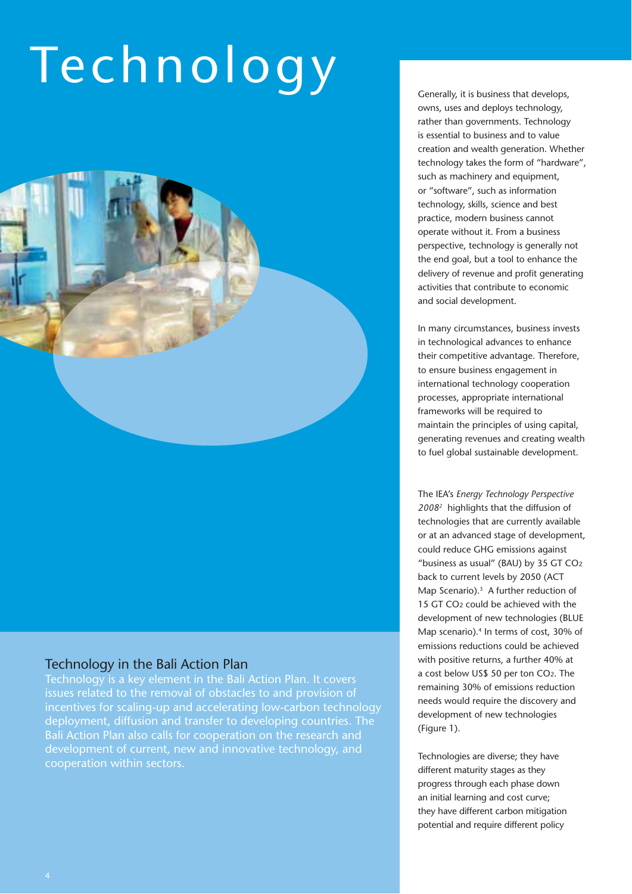# Technology

## Technology in the Bali Action Plan

Technology is a key element in the Bali Action Plan. It covers issues related to the removal of obstacles to and provision of incentives for scaling-up and accelerating low-carbon technology deployment, diffusion and transfer to developing countries. The Bali Action Plan also calls for cooperation on the research and development of current, new and innovative technology, and cooperation within sectors.

Generally, it is business that develops, owns, uses and deploys technology, rather than governments. Technology is essential to business and to value creation and wealth generation. Whether technology takes the form of "hardware", such as machinery and equipment, or "software", such as information technology, skills, science and best practice, modern business cannot operate without it. From a business perspective, technology is generally not the end goal, but a tool to enhance the delivery of revenue and profit generating activities that contribute to economic and social development.

In many circumstances, business invests in technological advances to enhance their competitive advantage. Therefore, to ensure business engagement in international technology cooperation processes, appropriate international frameworks will be required to maintain the principles of using capital, generating revenues and creating wealth to fuel global sustainable development.

The IEA's *Energy Technology Perspective 2008*[2] highlights that the diffusion of technologies that are currently available or at an advanced stage of development, could reduce GHG emissions against "business as usual" (BAU) by 35 GT $CO_2$ back to current levels by 2050 (ACT Map Scenario).[3] A further reduction of 15 GT $CO_2$ could be achieved with the development of new technologies (BLUE Map scenario).[4] In terms of cost, 30% of emissions reductions could be achieved with positive returns, a further 40% at a cost below US$ 50 per ton $CO_2$. The remaining 30% of emissions reduction needs would require the discovery and development of new technologies (Figure 1).

Technologies are diverse; they have different maturity stages as they progress through each phase down an initial learning and cost curve; they have different carbon mitigation potential and require different policy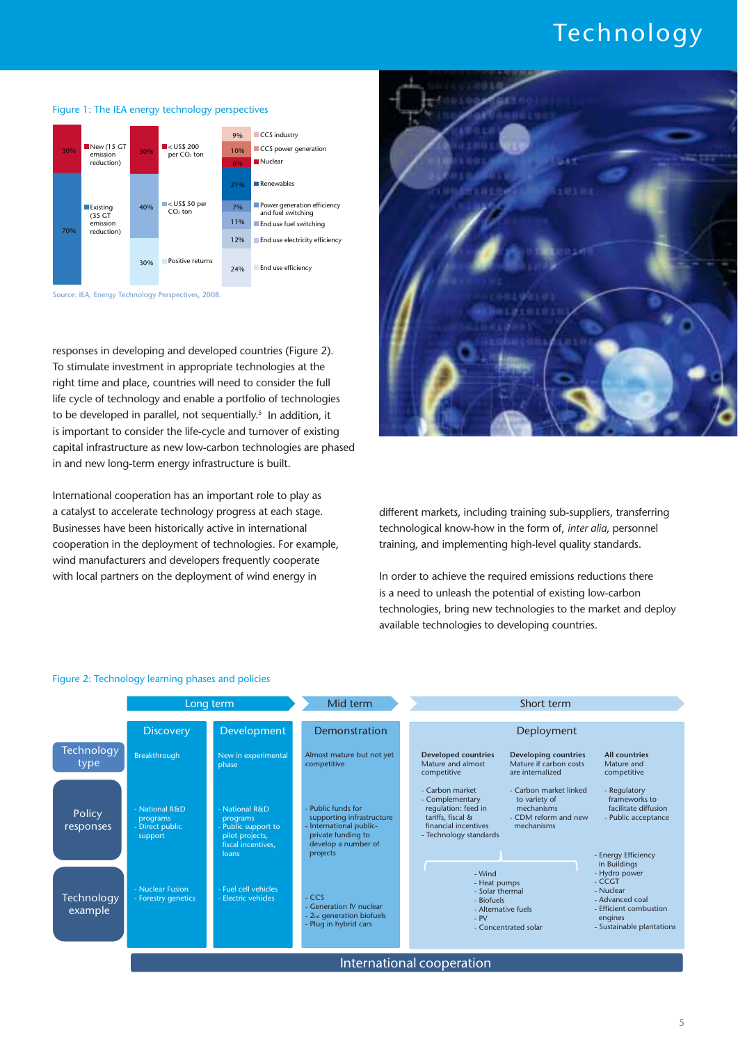Figure 1: The IEA energy technology perspectives

| Bar 1 | | Bar 2 | | Bar 3 | |
|---|---|---|---|---|---|
| 30% | New (15 GT emission reduction) | 30% | < US$ 200 per $CO_2$ ton | 9% | CCS industry |
| 70% | Existing (35 GT emission reduction) | 40% | < US$ 50 per $CO_2$ ton | 10% | CCS power generation |
| | | 30% | Positive returns | 6% | Nuclear |
| | | | | 21% | Renewables |
| | | | | 7% | Power generation efficiency and fuel switching |
| | | | | 11% | End use fuel switching |
| | | | | 12% | End use electricity efficiency |
| | | | | 24% | End use efficiency |

Source: IEA, Energy Technology Perspectives, 2008.

responses in developing and developed countries (Figure 2). To stimulate investment in appropriate technologies at the right time and place, countries will need to consider the full life cycle of technology and enable a portfolio of technologies to be developed in parallel, not sequentially.[5] In addition, it is important to consider the life-cycle and turnover of existing capital infrastructure as new low-carbon technologies are phased in and new long-term energy infrastructure is built.

International cooperation has an important role to play as a catalyst to accelerate technology progress at each stage. Businesses have been historically active in international cooperation in the deployment of technologies. For example, wind manufacturers and developers frequently cooperate with local partners on the deployment of wind energy in different markets, including training sub-suppliers, transferring technological know-how in the form of, *inter alia*, personnel training, and implementing high-level quality standards.

In order to achieve the required emissions reductions there is a need to unleash the potential of existing low-carbon technologies, bring new technologies to the market and deploy available technologies to developing countries.

Figure 2: Technology learning phases and policies

| | Long term | | Mid term | Short term | | |
|---|---|---|---|---|---|---|
| | Discovery | Development | Demonstration | Deployment | | |
| Technology type | Breakthrough | New in experimental phase | Almost mature but not yet competitive | **Developed countries** Mature and almost competitive | **Developing countries** Mature if carbon costs are internalized | **All countries** Mature and competitive |
| Policy responses | - National R&D programs<br>- Direct public support | - National R&D programs<br>- Public support to pilot projects, fiscal incentives, loans | - Public funds for supporting infrastructure<br>- International public-private funding to develop a number of projects | - Carbon market<br>- Complementary regulation: feed in tariffs, fiscal & financial incentives<br>- Technology standards | - Carbon market linked to variety of mechanisms<br>- CDM reform and new mechanisms | - Regulatory frameworks to facilitate diffusion<br>- Public acceptance |
| Technology example | - Nuclear Fusion<br>- Forestry genetics | - Fuel cell vehicles<br>- Electric vehicles | - CCS<br>- Generation IV nuclear<br>- 2nd generation biofuels<br>- Plug in hybrid cars | - Wind<br>- Heat pumps<br>- Solar thermal<br>- Biofuels<br>- Alternative fuels<br>- PV<br>- Concentrated solar | | - Energy Efficiency in Buildings<br>- Hydro power<br>- CCGT<br>- Nuclear<br>- Advanced coal<br>- Efficient combustion engines<br>- Sustainable plantations |

International cooperation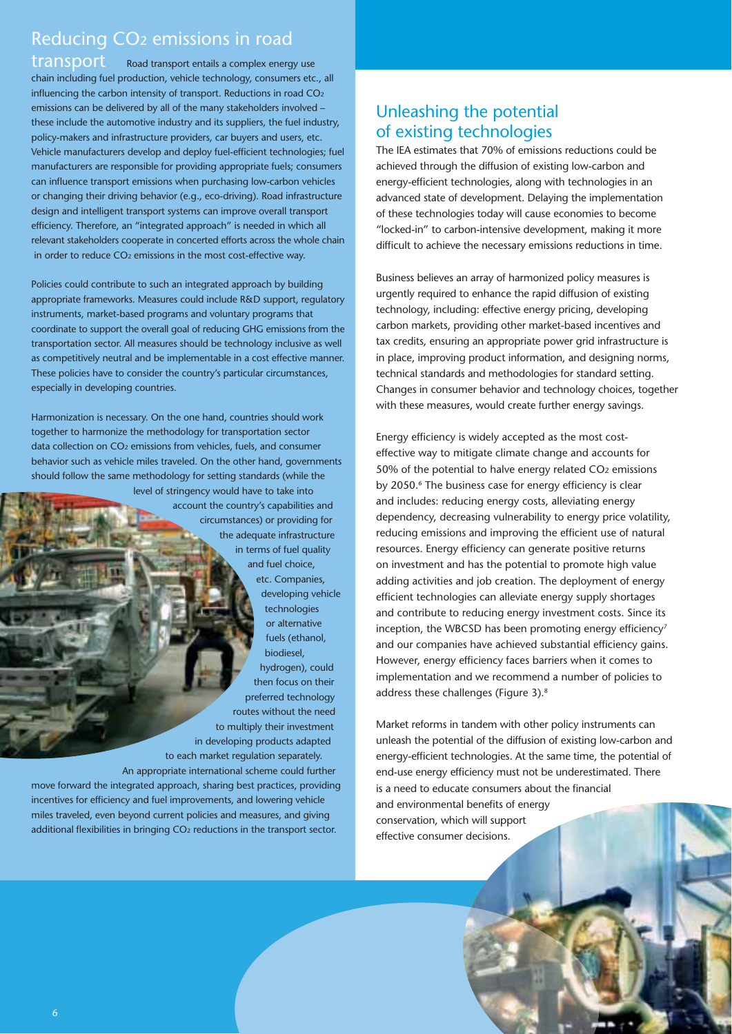## Reducing $CO_2$ emissions in road transport

Road transport entails a complex energy use chain including fuel production, vehicle technology, consumers etc., all influencing the carbon intensity of transport. Reductions in road $CO_2$ emissions can be delivered by all of the many stakeholders involved – these include the automotive industry and its suppliers, the fuel industry, policy-makers and infrastructure providers, car buyers and users, etc. Vehicle manufacturers develop and deploy fuel-efficient technologies; fuel manufacturers are responsible for providing appropriate fuels; consumers can influence transport emissions when purchasing low-carbon vehicles or changing their driving behavior (e.g., eco-driving). Road infrastructure design and intelligent transport systems can improve overall transport efficiency. Therefore, an "integrated approach" is needed in which all relevant stakeholders cooperate in concerted efforts across the whole chain in order to reduce $CO_2$ emissions in the most cost-effective way.

Policies could contribute to such an integrated approach by building appropriate frameworks. Measures could include R&D support, regulatory instruments, market-based programs and voluntary programs that coordinate to support the overall goal of reducing GHG emissions from the transportation sector. All measures should be technology inclusive as well as competitively neutral and be implementable in a cost effective manner. These policies have to consider the country's particular circumstances, especially in developing countries.

Harmonization is necessary. On the one hand, countries should work together to harmonize the methodology for transportation sector data collection on $CO_2$ emissions from vehicles, fuels, and consumer behavior such as vehicle miles traveled. On the other hand, governments should follow the same methodology for setting standards (while the level of stringency would have to take into account the country's capabilities and circumstances) or providing for the adequate infrastructure in terms of fuel quality and fuel choice, etc. Companies, developing vehicle technologies or alternative fuels (ethanol, biodiesel, hydrogen), could then focus on their preferred technology routes without the need to multiply their investment in developing products adapted to each market regulation separately. An appropriate international scheme could further move forward the integrated approach, sharing best practices, providing incentives for efficiency and fuel improvements, and lowering vehicle miles traveled, even beyond current policies and measures, and giving additional flexibilities in bringing $CO_2$ reductions in the transport sector.

## Unleashing the potential of existing technologies

The IEA estimates that 70% of emissions reductions could be achieved through the diffusion of existing low-carbon and energy-efficient technologies, along with technologies in an advanced state of development. Delaying the implementation of these technologies today will cause economies to become "locked-in" to carbon-intensive development, making it more difficult to achieve the necessary emissions reductions in time.

Business believes an array of harmonized policy measures is urgently required to enhance the rapid diffusion of existing technology, including: effective energy pricing, developing carbon markets, providing other market-based incentives and tax credits, ensuring an appropriate power grid infrastructure is in place, improving product information, and designing norms, technical standards and methodologies for standard setting. Changes in consumer behavior and technology choices, together with these measures, would create further energy savings.

Energy efficiency is widely accepted as the most cost-effective way to mitigate climate change and accounts for 50% of the potential to halve energy related $CO_2$ emissions by 2050.[6] The business case for energy efficiency is clear and includes: reducing energy costs, alleviating energy dependency, decreasing vulnerability to energy price volatility, reducing emissions and improving the efficient use of natural resources. Energy efficiency can generate positive returns on investment and has the potential to promote high value adding activities and job creation. The deployment of energy efficient technologies can alleviate energy supply shortages and contribute to reducing energy investment costs. Since its inception, the WBCSD has been promoting energy efficiency[7] and our companies have achieved substantial efficiency gains. However, energy efficiency faces barriers when it comes to implementation and we recommend a number of policies to address these challenges (Figure 3).[8]

Market reforms in tandem with other policy instruments can unleash the potential of the diffusion of existing low-carbon and energy-efficient technologies. At the same time, the potential of end-use energy efficiency must not be underestimated. There is a need to educate consumers about the financial and environmental benefits of energy conservation, which will support effective consumer decisions.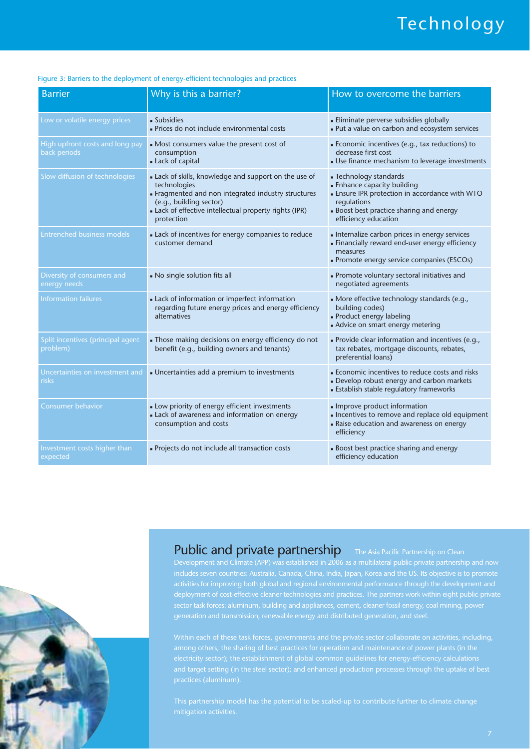Figure 3: Barriers to the deployment of energy-efficient technologies and practices

| Barrier | Why is this a barrier? | How to overcome the barriers |
|---|---|---|
| Low or volatile energy prices | ▪ Subsidies<br>▪ Prices do not include environmental costs | ▪ Eliminate perverse subsidies globally<br>▪ Put a value on carbon and ecosystem services |
| High upfront costs and long pay back periods | ▪ Most consumers value the present cost of consumption<br>▪ Lack of capital | ▪ Economic incentives (e.g., tax reductions) to decrease first cost<br>▪ Use finance mechanism to leverage investments |
| Slow diffusion of technologies | ▪ Lack of skills, knowledge and support on the use of technologies<br>▪ Fragmented and non integrated industry structures (e.g., building sector)<br>▪ Lack of effective intellectual property rights (IPR) protection | ▪ Technology standards<br>▪ Enhance capacity building<br>▪ Ensure IPR protection in accordance with WTO regulations<br>▪ Boost best practice sharing and energy efficiency education |
| Entrenched business models | ▪ Lack of incentives for energy companies to reduce customer demand | ▪ Internalize carbon prices in energy services<br>▪ Financially reward end-user energy efficiency measures<br>▪ Promote energy service companies (ESCOs) |
| Diversity of consumers and energy needs | ▪ No single solution fits all | ▪ Promote voluntary sectoral initiatives and negotiated agreements |
| Information failures | ▪ Lack of information or imperfect information regarding future energy prices and energy efficiency alternatives | ▪ More effective technology standards (e.g., building codes)<br>▪ Product energy labeling<br>▪ Advice on smart energy metering |
| Split incentives (principal agent problem) | ▪ Those making decisions on energy efficiency do not benefit (e.g., building owners and tenants) | ▪ Provide clear information and incentives (e.g., tax rebates, mortgage discounts, rebates, preferential loans) |
| Uncertainties on investment and risks | ▪ Uncertainties add a premium to investments | ▪ Economic incentives to reduce costs and risks<br>▪ Develop robust energy and carbon markets<br>▪ Establish stable regulatory frameworks |
| Consumer behavior | ▪ Low priority of energy efficient investments<br>▪ Lack of awareness and information on energy consumption and costs | ▪ Improve product information<br>▪ Incentives to remove and replace old equipment<br>▪ Raise education and awareness on energy efficiency |
| Investment costs higher than expected | ▪ Projects do not include all transaction costs | ▪ Boost best practice sharing and energy efficiency education |

## Public and private partnership

The Asia Pacific Partnership on Clean Development and Climate (APP) was established in 2006 as a multilateral public-private partnership and now includes seven countries: Australia, Canada, China, India, Japan, Korea and the US. Its objective is to promote activities for improving both global and regional environmental performance through the development and deployment of cost-effective cleaner technologies and practices. The partners work within eight public-private sector task forces: aluminum, building and appliances, cement, cleaner fossil energy, coal mining, power generation and transmission, renewable energy and distributed generation, and steel.

Within each of these task forces, governments and the private sector collaborate on activities, including, among others, the sharing of best practices for operation and maintenance of power plants (in the electricity sector); the establishment of global common guidelines for energy-efficiency calculations and target setting (in the steel sector); and enhanced production processes through the uptake of best practices (aluminum).

This partnership model has the potential to be scaled-up to contribute further to climate change mitigation activities.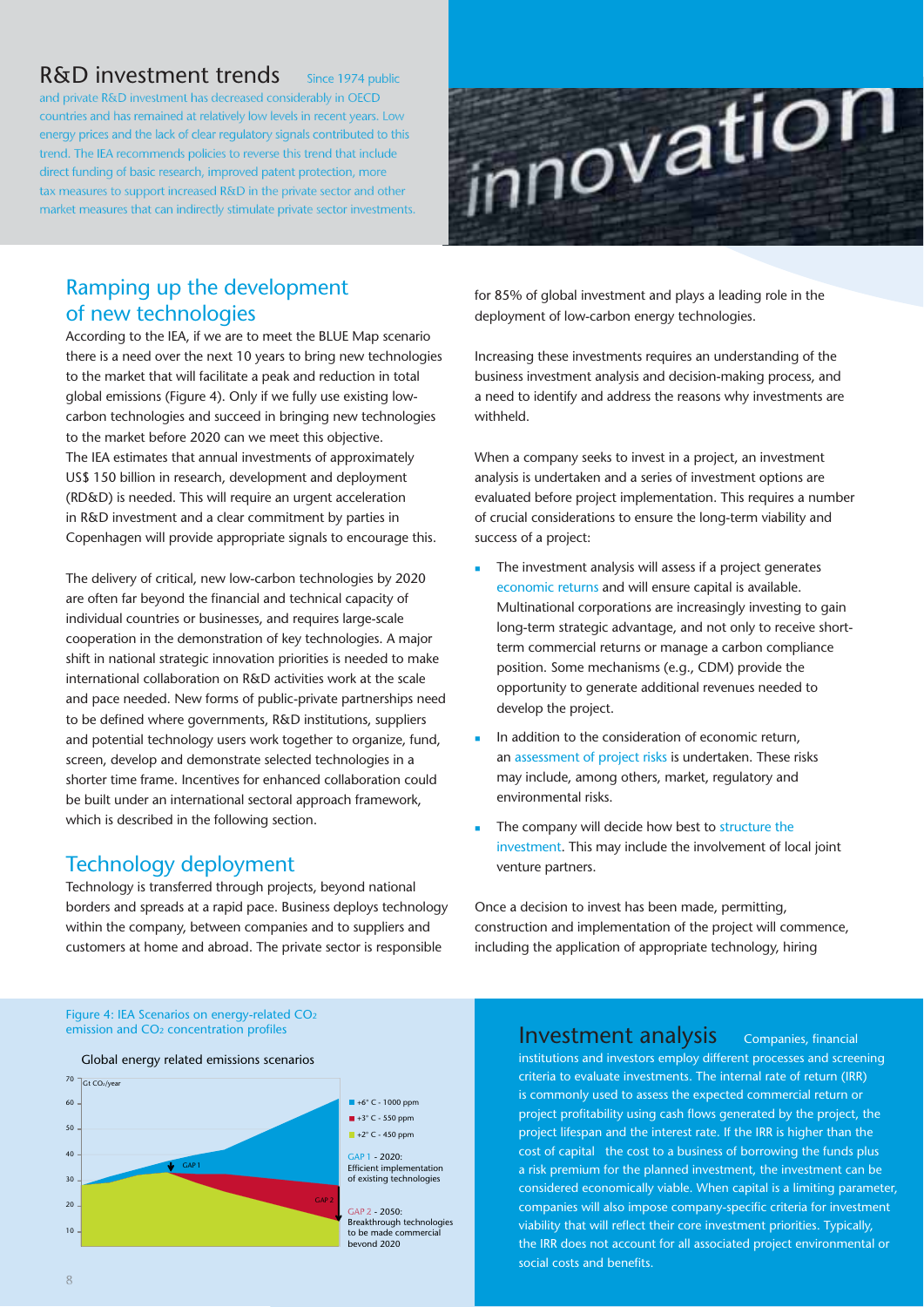## R&D investment trends

Since 1974 public and private R&D investment has decreased considerably in OECD countries and has remained at relatively low levels in recent years. Low energy prices and the lack of clear regulatory signals contributed to this trend. The IEA recommends policies to reverse this trend that include direct funding of basic research, improved patent protection, more tax measures to support increased R&D in the private sector and other market measures that can indirectly stimulate private sector investments.

## Ramping up the development of new technologies

According to the IEA, if we are to meet the BLUE Map scenario there is a need over the next 10 years to bring new technologies to the market that will facilitate a peak and reduction in total global emissions (Figure 4). Only if we fully use existing low-carbon technologies and succeed in bringing new technologies to the market before 2020 can we meet this objective. The IEA estimates that annual investments of approximately US$ 150 billion in research, development and deployment (RD&D) is needed. This will require an urgent acceleration in R&D investment and a clear commitment by parties in Copenhagen will provide appropriate signals to encourage this.

The delivery of critical, new low-carbon technologies by 2020 are often far beyond the financial and technical capacity of individual countries or businesses, and requires large-scale cooperation in the demonstration of key technologies. A major shift in national strategic innovation priorities is needed to make international collaboration on R&D activities work at the scale and pace needed. New forms of public-private partnerships need to be defined where governments, R&D institutions, suppliers and potential technology users work together to organize, fund, screen, develop and demonstrate selected technologies in a shorter time frame. Incentives for enhanced collaboration could be built under an international sectoral approach framework, which is described in the following section.

## Technology deployment

Technology is transferred through projects, beyond national borders and spreads at a rapid pace. Business deploys technology within the company, between companies and to suppliers and customers at home and abroad. The private sector is responsible for 85% of global investment and plays a leading role in the deployment of low-carbon energy technologies.

Increasing these investments requires an understanding of the business investment analysis and decision-making process, and a need to identify and address the reasons why investments are withheld.

When a company seeks to invest in a project, an investment analysis is undertaken and a series of investment options are evaluated before project implementation. This requires a number of crucial considerations to ensure the long-term viability and success of a project:

- The investment analysis will assess if a project generates economic returns and will ensure capital is available. Multinational corporations are increasingly investing to gain long-term strategic advantage, and not only to receive short-term commercial returns or manage a carbon compliance position. Some mechanisms (e.g., CDM) provide the opportunity to generate additional revenues needed to develop the project.
- In addition to the consideration of economic return, an assessment of project risks is undertaken. These risks may include, among others, market, regulatory and environmental risks.
- The company will decide how best to structure the investment. This may include the involvement of local joint venture partners.

Once a decision to invest has been made, permitting, construction and implementation of the project will commence, including the application of appropriate technology, hiring

Figure 4: IEA Scenarios on energy-related $CO_2$ emission and $CO_2$ concentration profiles

Global energy related emissions scenarios

Gt $CO_2$/year

- +6° C - 1000 ppm
- +3° C - 550 ppm
- +2° C - 450 ppm

GAP 1 - 2020: Efficient implementation of existing technologies

GAP 2 - 2050: Breakthrough technologies to be made commercial beyond 2020

## Investment analysis

Companies, financial institutions and investors employ different processes and screening criteria to evaluate investments. The internal rate of return (IRR) is commonly used to assess the expected commercial return or project profitability using cash flows generated by the project, the project lifespan and the interest rate. If the IRR is higher than the cost of capital  the cost to a business of borrowing the funds plus a risk premium for the planned investment, the investment can be considered economically viable. When capital is a limiting parameter, companies will also impose company-specific criteria for investment viability that will reflect their core investment priorities. Typically, the IRR does not account for all associated project environmental or social costs and benefits.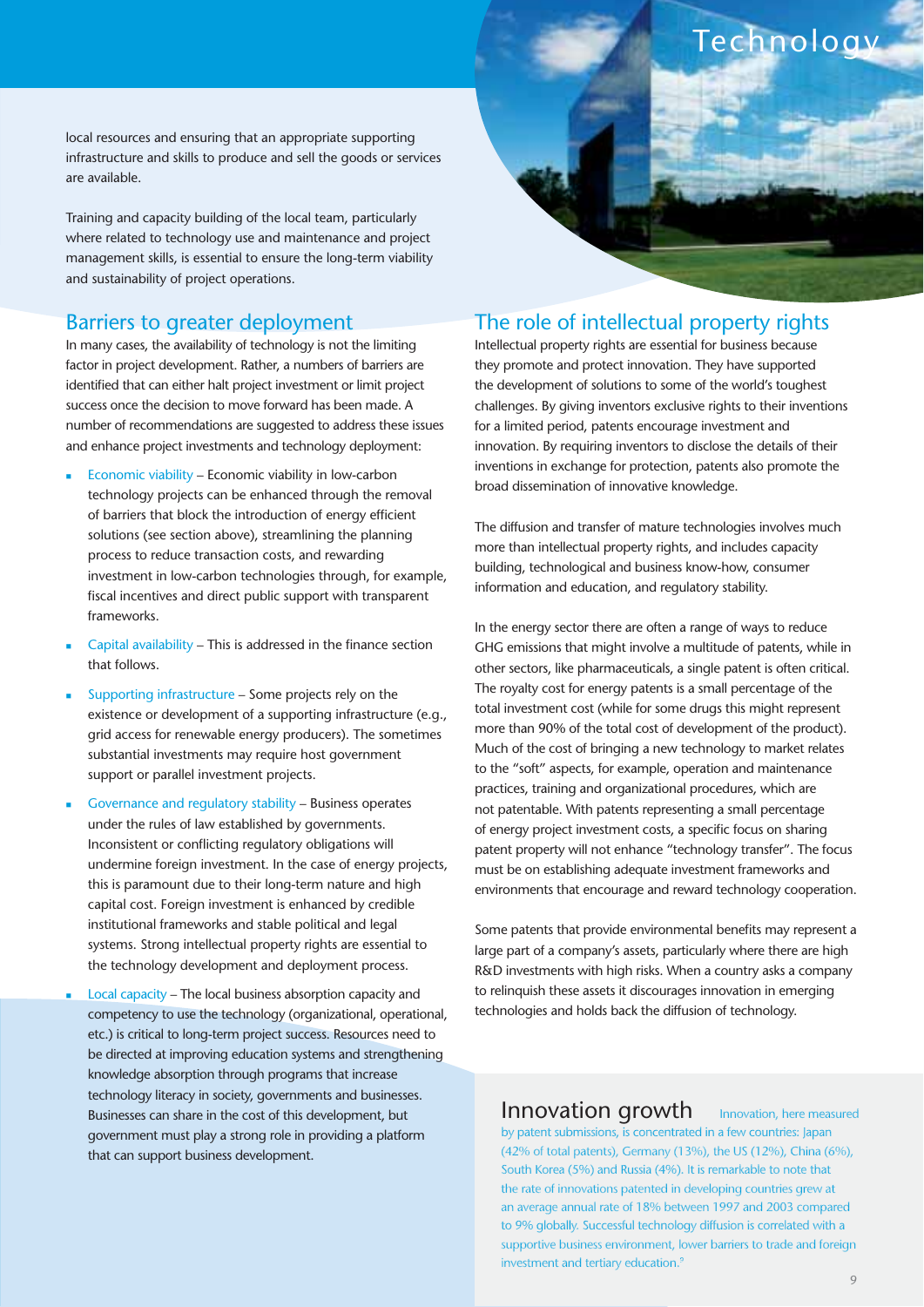local resources and ensuring that an appropriate supporting infrastructure and skills to produce and sell the goods or services are available.

Training and capacity building of the local team, particularly where related to technology use and maintenance and project management skills, is essential to ensure the long-term viability and sustainability of project operations.

## Barriers to greater deployment

In many cases, the availability of technology is not the limiting factor in project development. Rather, a numbers of barriers are identified that can either halt project investment or limit project success once the decision to move forward has been made. A number of recommendations are suggested to address these issues and enhance project investments and technology deployment:

- Economic viability – Economic viability in low-carbon technology projects can be enhanced through the removal of barriers that block the introduction of energy efficient solutions (see section above), streamlining the planning process to reduce transaction costs, and rewarding investment in low-carbon technologies through, for example, fiscal incentives and direct public support with transparent frameworks.
- Capital availability – This is addressed in the finance section that follows.
- Supporting infrastructure – Some projects rely on the existence or development of a supporting infrastructure (e.g., grid access for renewable energy producers). The sometimes substantial investments may require host government support or parallel investment projects.
- Governance and regulatory stability – Business operates under the rules of law established by governments. Inconsistent or conflicting regulatory obligations will undermine foreign investment. In the case of energy projects, this is paramount due to their long-term nature and high capital cost. Foreign investment is enhanced by credible institutional frameworks and stable political and legal systems. Strong intellectual property rights are essential to the technology development and deployment process.
- Local capacity – The local business absorption capacity and competency to use the technology (organizational, operational, etc.) is critical to long-term project success. Resources need to be directed at improving education systems and strengthening knowledge absorption through programs that increase technology literacy in society, governments and businesses. Businesses can share in the cost of this development, but government must play a strong role in providing a platform that can support business development.

## The role of intellectual property rights

Intellectual property rights are essential for business because they promote and protect innovation. They have supported the development of solutions to some of the world's toughest challenges. By giving inventors exclusive rights to their inventions for a limited period, patents encourage investment and innovation. By requiring inventors to disclose the details of their inventions in exchange for protection, patents also promote the broad dissemination of innovative knowledge.

The diffusion and transfer of mature technologies involves much more than intellectual property rights, and includes capacity building, technological and business know-how, consumer information and education, and regulatory stability.

In the energy sector there are often a range of ways to reduce GHG emissions that might involve a multitude of patents, while in other sectors, like pharmaceuticals, a single patent is often critical. The royalty cost for energy patents is a small percentage of the total investment cost (while for some drugs this might represent more than 90% of the total cost of development of the product). Much of the cost of bringing a new technology to market relates to the "soft" aspects, for example, operation and maintenance practices, training and organizational procedures, which are not patentable. With patents representing a small percentage of energy project investment costs, a specific focus on sharing patent property will not enhance "technology transfer". The focus must be on establishing adequate investment frameworks and environments that encourage and reward technology cooperation.

Some patents that provide environmental benefits may represent a large part of a company's assets, particularly where there are high R&D investments with high risks. When a country asks a company to relinquish these assets it discourages innovation in emerging technologies and holds back the diffusion of technology.

### Innovation growth

Innovation, here measured by patent submissions, is concentrated in a few countries: Japan (42% of total patents), Germany (13%), the US (12%), China (6%), South Korea (5%) and Russia (4%). It is remarkable to note that the rate of innovations patented in developing countries grew at an average annual rate of 18% between 1997 and 2003 compared to 9% globally. Successful technology diffusion is correlated with a supportive business environment, lower barriers to trade and foreign investment and tertiary education.[9]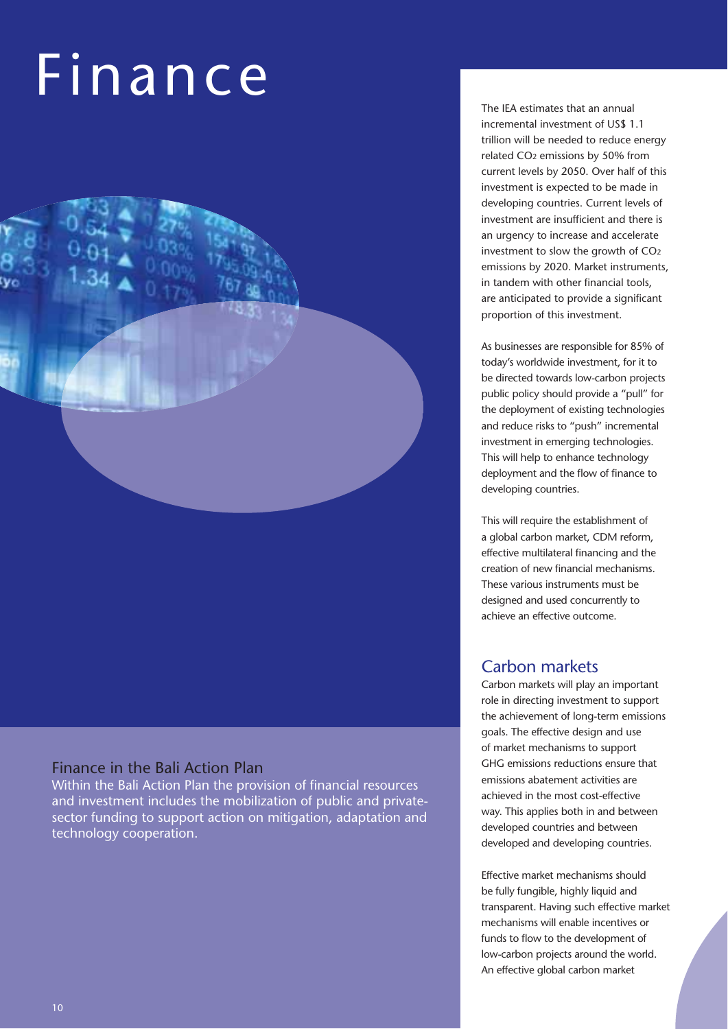# Finance

## Finance in the Bali Action Plan

Within the Bali Action Plan the provision of financial resources and investment includes the mobilization of public and private-sector funding to support action on mitigation, adaptation and technology cooperation.

The IEA estimates that an annual incremental investment of US$ 1.1 trillion will be needed to reduce energy related $CO_2$ emissions by 50% from current levels by 2050. Over half of this investment is expected to be made in developing countries. Current levels of investment are insufficient and there is an urgency to increase and accelerate investment to slow the growth of $CO_2$ emissions by 2020. Market instruments, in tandem with other financial tools, are anticipated to provide a significant proportion of this investment.

As businesses are responsible for 85% of today's worldwide investment, for it to be directed towards low-carbon projects public policy should provide a "pull" for the deployment of existing technologies and reduce risks to "push" incremental investment in emerging technologies. This will help to enhance technology deployment and the flow of finance to developing countries.

This will require the establishment of a global carbon market, CDM reform, effective multilateral financing and the creation of new financial mechanisms. These various instruments must be designed and used concurrently to achieve an effective outcome.

## Carbon markets

Carbon markets will play an important role in directing investment to support the achievement of long-term emissions goals. The effective design and use of market mechanisms to support GHG emissions reductions ensure that emissions abatement activities are achieved in the most cost-effective way. This applies both in and between developed countries and between developed and developing countries.

Effective market mechanisms should be fully fungible, highly liquid and transparent. Having such effective market mechanisms will enable incentives or funds to flow to the development of low-carbon projects around the world. An effective global carbon market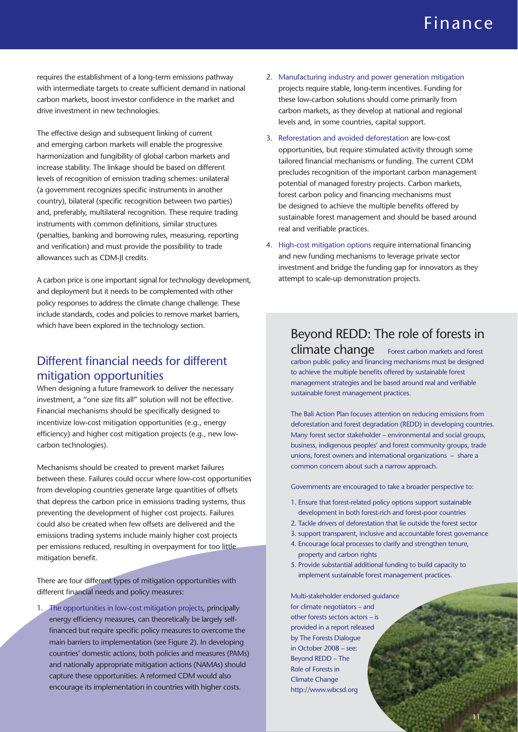requires the establishment of a long-term emissions pathway with intermediate targets to create sufficient demand in national carbon markets, boost investor confidence in the market and drive investment in new technologies.

The effective design and subsequent linking of current and emerging carbon markets will enable the progressive harmonization and fungibility of global carbon markets and increase stability. The linkage should be based on different levels of recognition of emission trading schemes: unilateral (a government recognizes specific instruments in another country), bilateral (specific recognition between two parties) and, preferably, multilateral recognition. These require trading instruments with common definitions, similar structures (penalties, banking and borrowing rules, measuring, reporting and verification) and must provide the possibility to trade allowances such as CDM-JI credits.

A carbon price is one important signal for technology development, and deployment but it needs to be complemented with other policy responses to address the climate change challenge. These include standards, codes and policies to remove market barriers, which have been explored in the technology section.

## Different financial needs for different mitigation opportunities

When designing a future framework to deliver the necessary investment, a "one size fits all" solution will not be effective. Financial mechanisms should be specifically designed to incentivize low-cost mitigation opportunities (e.g., energy efficiency) and higher cost mitigation projects (e.g., new low-carbon technologies).

Mechanisms should be created to prevent market failures between these. Failures could occur where low-cost opportunities from developing countries generate large quantities of offsets that depress the carbon price in emissions trading systems, thus preventing the development of higher cost projects. Failures could also be created when few offsets are delivered and the emissions trading systems include mainly higher cost projects per emissions reduced, resulting in overpayment for too little mitigation benefit.

There are four different types of mitigation opportunities with different financial needs and policy measures:

1. The opportunities in low-cost mitigation projects, principally energy efficiency measures, can theoretically be largely self-financed but require specific policy measures to overcome the main barriers to implementation (see Figure 2). In developing countries' domestic actions, both policies and measures (PAMs) and nationally appropriate mitigation actions (NAMAs) should capture these opportunities. A reformed CDM would also encourage its implementation in countries with higher costs.
2. Manufacturing industry and power generation mitigation projects require stable, long-term incentives. Funding for these low-carbon solutions should come primarily from carbon markets, as they develop at national and regional levels and, in some countries, capital support.
3. Reforestation and avoided deforestation are low-cost opportunities, but require stimulated activity through some tailored financial mechanisms or funding. The current CDM precludes recognition of the important carbon management potential of managed forestry projects. Carbon markets, forest carbon policy and financing mechanisms must be designed to achieve the multiple benefits offered by sustainable forest management and should be based around real and verifiable practices.
4. High-cost mitigation options require international financing and new funding mechanisms to leverage private sector investment and bridge the funding gap for innovators as they attempt to scale-up demonstration projects.

### Beyond REDD: The role of forests in climate change

Forest carbon markets and forest carbon public policy and financing mechanisms must be designed to achieve the multiple benefits offered by sustainable forest management strategies and be based around real and verifiable sustainable forest management practices.

The Bali Action Plan focuses attention on reducing emissions from deforestation and forest degradation (REDD) in developing countries. Many forest sector stakeholder – environmental and social groups, business, indigenous peoples' and forest community groups, trade unions, forest owners and international organizations – share a common concern about such a narrow approach.

Governments are encouraged to take a broader perspective to:

1. Ensure that forest-related policy options support sustainable development in both forest-rich and forest-poor countries
2. Tackle drivers of deforestation that lie outside the forest sector
3. support transparent, inclusive and accountable forest governance
4. Encourage local processes to clarify and strengthen tenure, property and carbon rights
5. Provide substantial additional funding to build capacity to implement sustainable forest management practices.

Multi-stakeholder endorsed guidance for climate negotiators – and other forests sectors actors – is provided in a report released by The Forests Dialogue in October 2008 – see: Beyond REDD – The Role of Forests in Climate Change http://www.wbcsd.org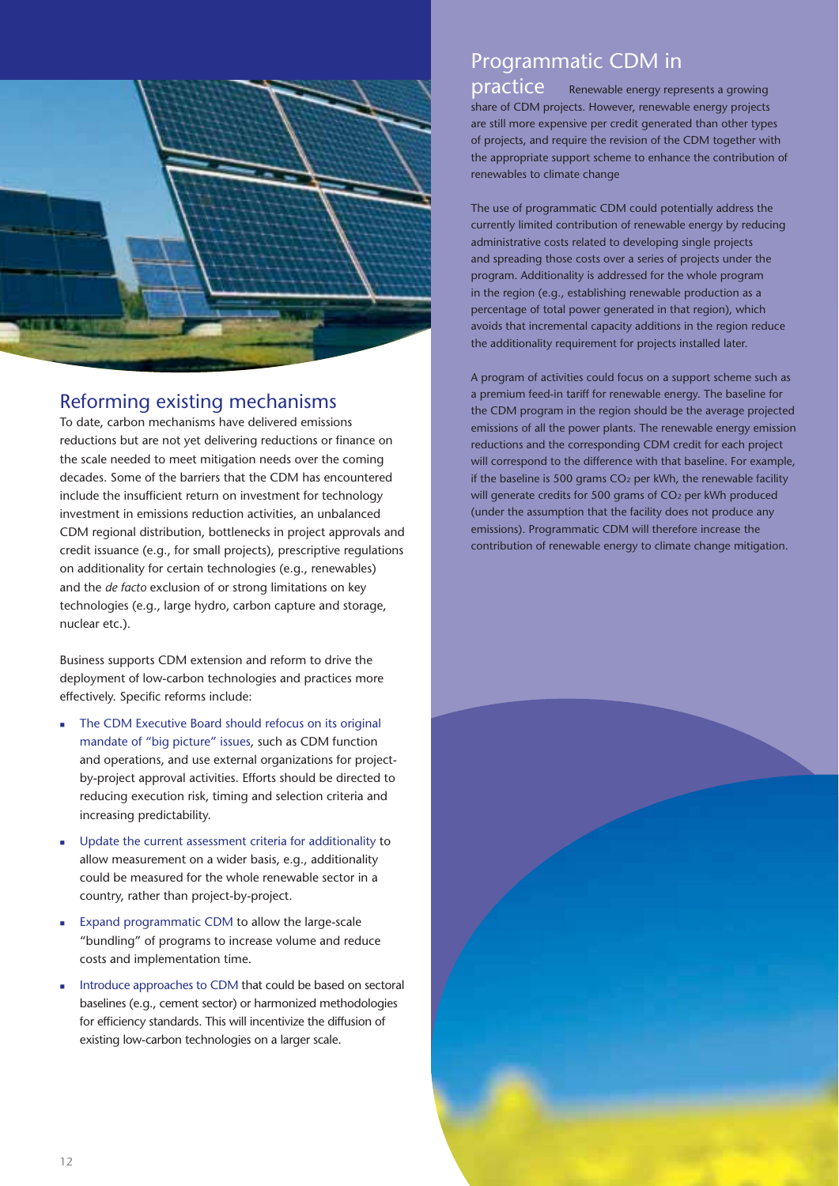## Reforming existing mechanisms

To date, carbon mechanisms have delivered emissions reductions but are not yet delivering reductions or finance on the scale needed to meet mitigation needs over the coming decades. Some of the barriers that the CDM has encountered include the insufficient return on investment for technology investment in emissions reduction activities, an unbalanced CDM regional distribution, bottlenecks in project approvals and credit issuance (e.g., for small projects), prescriptive regulations on additionality for certain technologies (e.g., renewables) and the *de facto* exclusion of or strong limitations on key technologies (e.g., large hydro, carbon capture and storage, nuclear etc.).

Business supports CDM extension and reform to drive the deployment of low-carbon technologies and practices more effectively. Specific reforms include:

- The CDM Executive Board should refocus on its original mandate of "big picture" issues, such as CDM function and operations, and use external organizations for project-by-project approval activities. Efforts should be directed to reducing execution risk, timing and selection criteria and increasing predictability.
- Update the current assessment criteria for additionality to allow measurement on a wider basis, e.g., additionality could be measured for the whole renewable sector in a country, rather than project-by-project.
- Expand programmatic CDM to allow the large-scale "bundling" of programs to increase volume and reduce costs and implementation time.
- Introduce approaches to CDM that could be based on sectoral baselines (e.g., cement sector) or harmonized methodologies for efficiency standards. This will incentivize the diffusion of existing low-carbon technologies on a larger scale.

## Programmatic CDM in practice

Renewable energy represents a growing share of CDM projects. However, renewable energy projects are still more expensive per credit generated than other types of projects, and require the revision of the CDM together with the appropriate support scheme to enhance the contribution of renewables to climate change

The use of programmatic CDM could potentially address the currently limited contribution of renewable energy by reducing administrative costs related to developing single projects and spreading those costs over a series of projects under the program. Additionality is addressed for the whole program in the region (e.g., establishing renewable production as a percentage of total power generated in that region), which avoids that incremental capacity additions in the region reduce the additionality requirement for projects installed later.

A program of activities could focus on a support scheme such as a premium feed-in tariff for renewable energy. The baseline for the CDM program in the region should be the average projected emissions of all the power plants. The renewable energy emission reductions and the corresponding CDM credit for each project will correspond to the difference with that baseline. For example, if the baseline is 500 grams $CO_2$ per kWh, the renewable facility will generate credits for 500 grams of $CO_2$ per kWh produced (under the assumption that the facility does not produce any emissions). Programmatic CDM will therefore increase the contribution of renewable energy to climate change mitigation.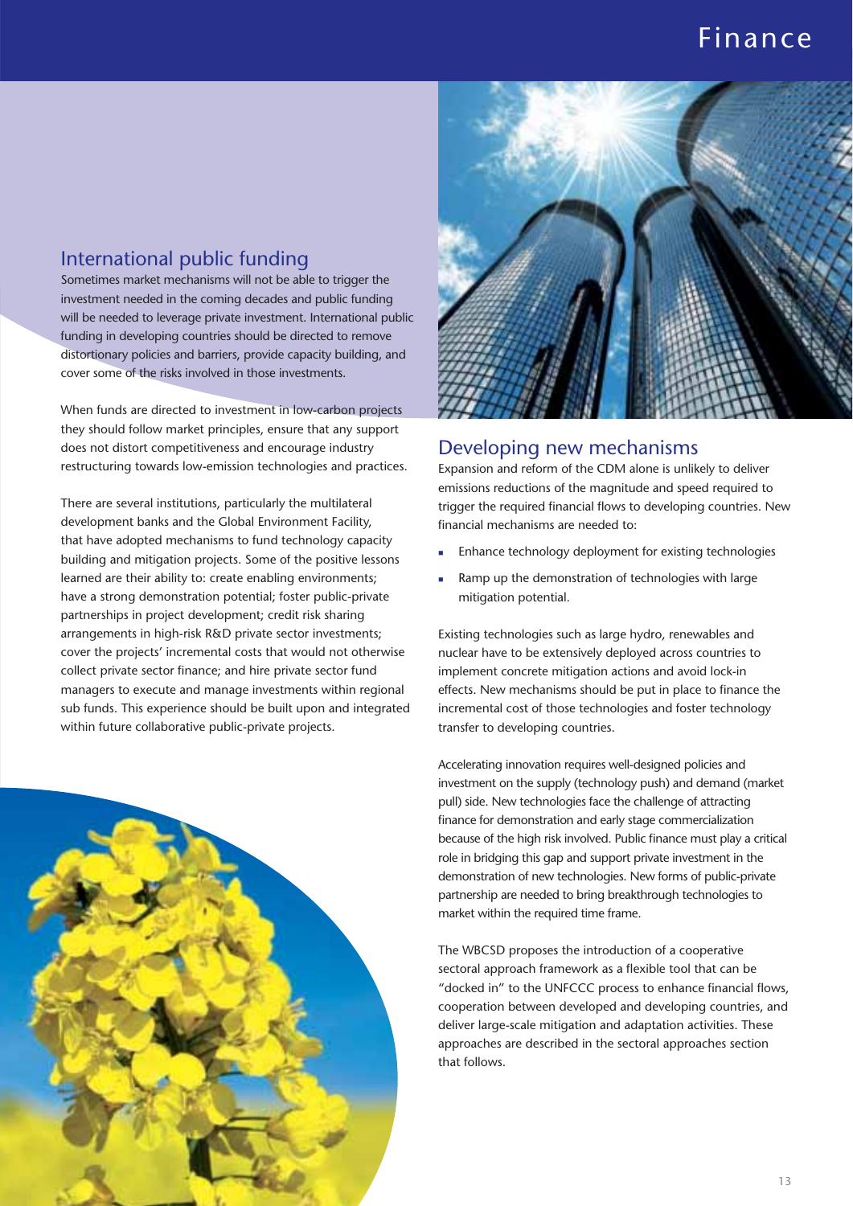## International public funding

Sometimes market mechanisms will not be able to trigger the investment needed in the coming decades and public funding will be needed to leverage private investment. International public funding in developing countries should be directed to remove distortionary policies and barriers, provide capacity building, and cover some of the risks involved in those investments.

When funds are directed to investment in low-carbon projects they should follow market principles, ensure that any support does not distort competitiveness and encourage industry restructuring towards low-emission technologies and practices.

There are several institutions, particularly the multilateral development banks and the Global Environment Facility, that have adopted mechanisms to fund technology capacity building and mitigation projects. Some of the positive lessons learned are their ability to: create enabling environments; have a strong demonstration potential; foster public-private partnerships in project development; credit risk sharing arrangements in high-risk R&D private sector investments; cover the projects' incremental costs that would not otherwise collect private sector finance; and hire private sector fund managers to execute and manage investments within regional sub funds. This experience should be built upon and integrated within future collaborative public-private projects.

## Developing new mechanisms

Expansion and reform of the CDM alone is unlikely to deliver emissions reductions of the magnitude and speed required to trigger the required financial flows to developing countries. New financial mechanisms are needed to:

- Enhance technology deployment for existing technologies
- Ramp up the demonstration of technologies with large mitigation potential.

Existing technologies such as large hydro, renewables and nuclear have to be extensively deployed across countries to implement concrete mitigation actions and avoid lock-in effects. New mechanisms should be put in place to finance the incremental cost of those technologies and foster technology transfer to developing countries.

Accelerating innovation requires well-designed policies and investment on the supply (technology push) and demand (market pull) side. New technologies face the challenge of attracting finance for demonstration and early stage commercialization because of the high risk involved. Public finance must play a critical role in bridging this gap and support private investment in the demonstration of new technologies. New forms of public-private partnership are needed to bring breakthrough technologies to market within the required time frame.

The WBCSD proposes the introduction of a cooperative sectoral approach framework as a flexible tool that can be "docked in" to the UNFCCC process to enhance financial flows, cooperation between developed and developing countries, and deliver large-scale mitigation and adaptation activities. These approaches are described in the sectoral approaches section that follows.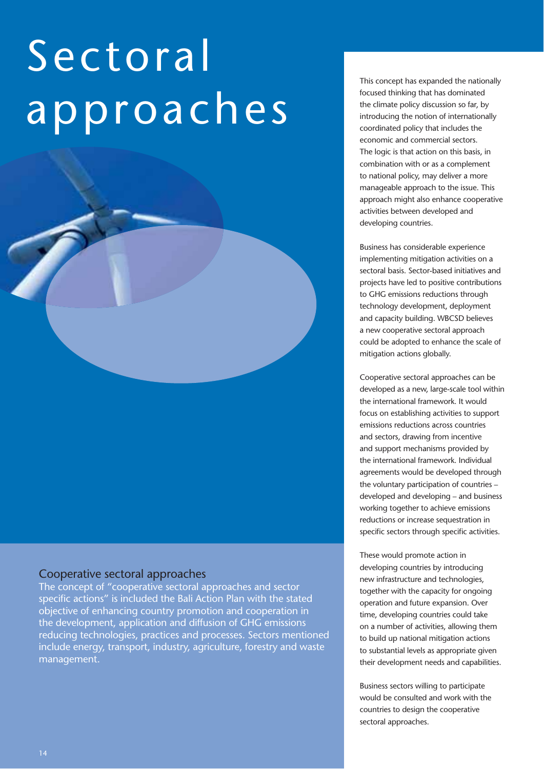# Sectoral approaches

## Cooperative sectoral approaches

The concept of "cooperative sectoral approaches and sector specific actions" is included the Bali Action Plan with the stated objective of enhancing country promotion and cooperation in the development, application and diffusion of GHG emissions reducing technologies, practices and processes. Sectors mentioned include energy, transport, industry, agriculture, forestry and waste management.

This concept has expanded the nationally focused thinking that has dominated the climate policy discussion so far, by introducing the notion of internationally coordinated policy that includes the economic and commercial sectors. The logic is that action on this basis, in combination with or as a complement to national policy, may deliver a more manageable approach to the issue. This approach might also enhance cooperative activities between developed and developing countries.

Business has considerable experience implementing mitigation activities on a sectoral basis. Sector-based initiatives and projects have led to positive contributions to GHG emissions reductions through technology development, deployment and capacity building. WBCSD believes a new cooperative sectoral approach could be adopted to enhance the scale of mitigation actions globally.

Cooperative sectoral approaches can be developed as a new, large-scale tool within the international framework. It would focus on establishing activities to support emissions reductions across countries and sectors, drawing from incentive and support mechanisms provided by the international framework. Individual agreements would be developed through the voluntary participation of countries – developed and developing – and business working together to achieve emissions reductions or increase sequestration in specific sectors through specific activities.

These would promote action in developing countries by introducing new infrastructure and technologies, together with the capacity for ongoing operation and future expansion. Over time, developing countries could take on a number of activities, allowing them to build up national mitigation actions to substantial levels as appropriate given their development needs and capabilities.

Business sectors willing to participate would be consulted and work with the countries to design the cooperative sectoral approaches.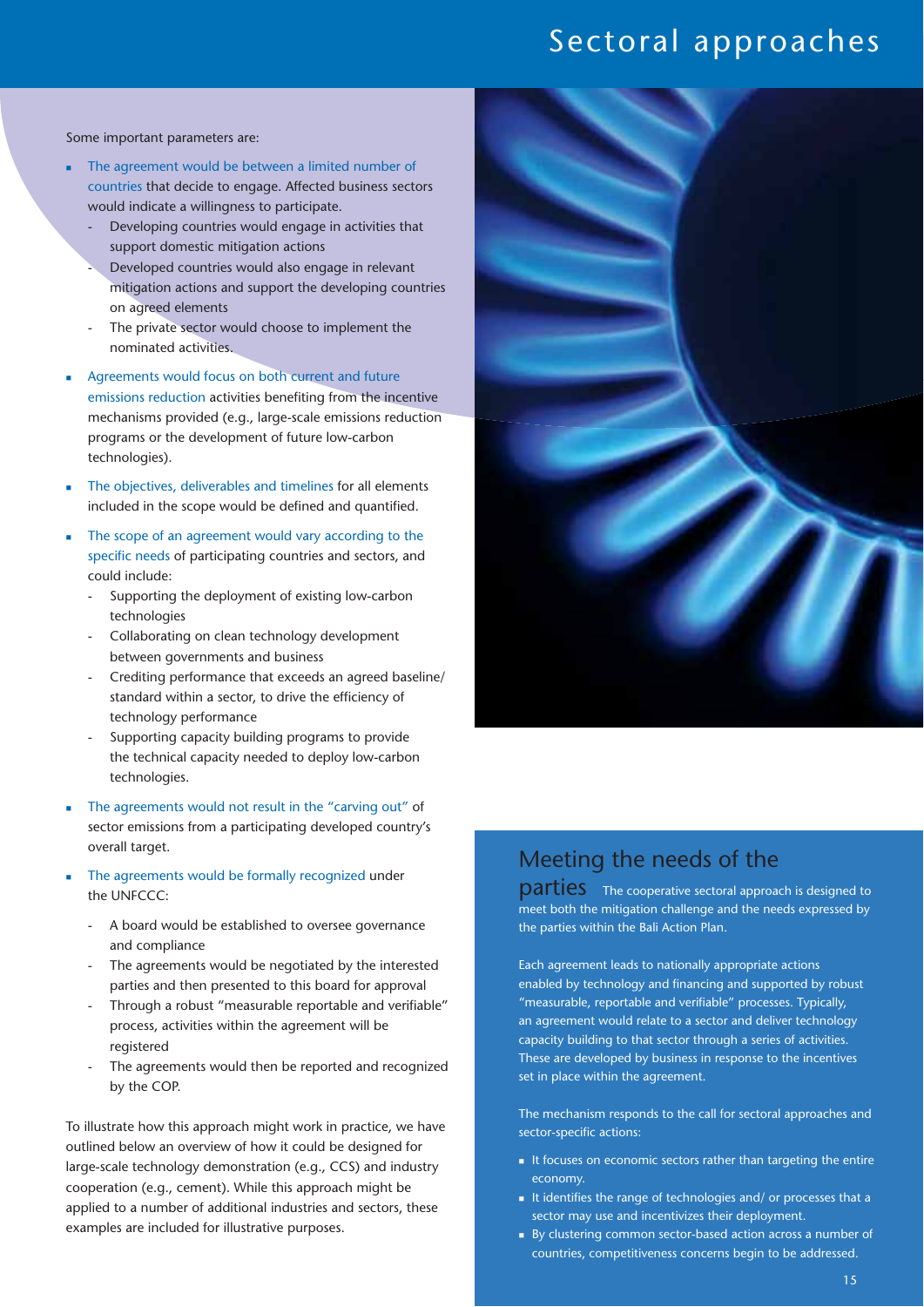Some important parameters are:

- The agreement would be between a limited number of countries that decide to engage. Affected business sectors would indicate a willingness to participate.
  - Developing countries would engage in activities that support domestic mitigation actions
  - Developed countries would also engage in relevant mitigation actions and support the developing countries on agreed elements
  - The private sector would choose to implement the nominated activities.
- Agreements would focus on both current and future emissions reduction activities benefiting from the incentive mechanisms provided (e.g., large-scale emissions reduction programs or the development of future low-carbon technologies).
- The objectives, deliverables and timelines for all elements included in the scope would be defined and quantified.
- The scope of an agreement would vary according to the specific needs of participating countries and sectors, and could include:
  - Supporting the deployment of existing low-carbon technologies
  - Collaborating on clean technology development between governments and business
  - Crediting performance that exceeds an agreed baseline/standard within a sector, to drive the efficiency of technology performance
  - Supporting capacity building programs to provide the technical capacity needed to deploy low-carbon technologies.
- The agreements would not result in the "carving out" of sector emissions from a participating developed country's overall target.
- The agreements would be formally recognized under the UNFCCC:
  - A board would be established to oversee governance and compliance
  - The agreements would be negotiated by the interested parties and then presented to this board for approval
  - Through a robust "measurable reportable and verifiable" process, activities within the agreement will be registered
  - The agreements would then be reported and recognized by the COP.

To illustrate how this approach might work in practice, we have outlined below an overview of how it could be designed for large-scale technology demonstration (e.g., CCS) and industry cooperation (e.g., cement). While this approach might be applied to a number of additional industries and sectors, these examples are included for illustrative purposes.

## Meeting the needs of the parties

The cooperative sectoral approach is designed to meet both the mitigation challenge and the needs expressed by the parties within the Bali Action Plan.

Each agreement leads to nationally appropriate actions enabled by technology and financing and supported by robust "measurable, reportable and verifiable" processes. Typically, an agreement would relate to a sector and deliver technology capacity building to that sector through a series of activities. These are developed by business in response to the incentives set in place within the agreement.

The mechanism responds to the call for sectoral approaches and sector-specific actions:

- It focuses on economic sectors rather than targeting the entire economy.
- It identifies the range of technologies and/ or processes that a sector may use and incentivizes their deployment.
- By clustering common sector-based action across a number of countries, competitiveness concerns begin to be addressed.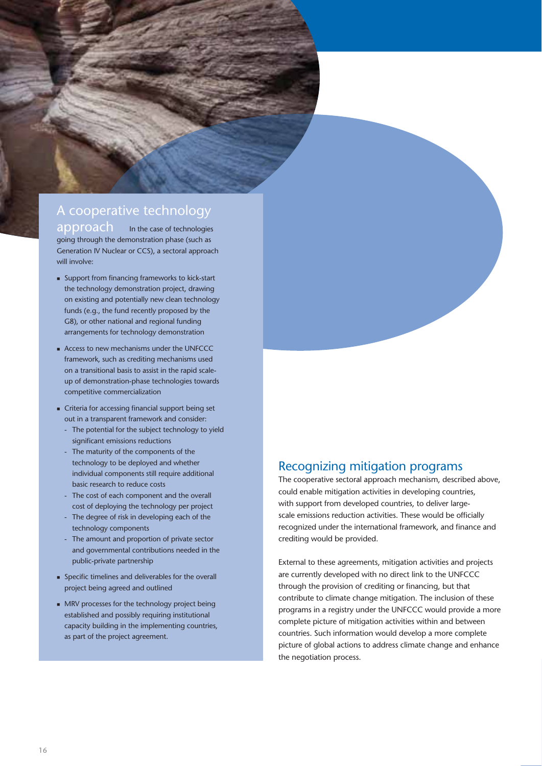## A cooperative technology approach

In the case of technologies going through the demonstration phase (such as Generation IV Nuclear or CCS), a sectoral approach will involve:

- Support from financing frameworks to kick-start the technology demonstration project, drawing on existing and potentially new clean technology funds (e.g., the fund recently proposed by the G8), or other national and regional funding arrangements for technology demonstration
- Access to new mechanisms under the UNFCCC framework, such as crediting mechanisms used on a transitional basis to assist in the rapid scale-up of demonstration-phase technologies towards competitive commercialization
- Criteria for accessing financial support being set out in a transparent framework and consider:
  - The potential for the subject technology to yield significant emissions reductions
  - The maturity of the components of the technology to be deployed and whether individual components still require additional basic research to reduce costs
  - The cost of each component and the overall cost of deploying the technology per project
  - The degree of risk in developing each of the technology components
  - The amount and proportion of private sector and governmental contributions needed in the public-private partnership
- Specific timelines and deliverables for the overall project being agreed and outlined
- MRV processes for the technology project being established and possibly requiring institutional capacity building in the implementing countries, as part of the project agreement.

## Recognizing mitigation programs

The cooperative sectoral approach mechanism, described above, could enable mitigation activities in developing countries, with support from developed countries, to deliver large-scale emissions reduction activities. These would be officially recognized under the international framework, and finance and crediting would be provided.

External to these agreements, mitigation activities and projects are currently developed with no direct link to the UNFCCC through the provision of crediting or financing, but that contribute to climate change mitigation. The inclusion of these programs in a registry under the UNFCCC would provide a more complete picture of mitigation activities within and between countries. Such information would develop a more complete picture of global actions to address climate change and enhance the negotiation process.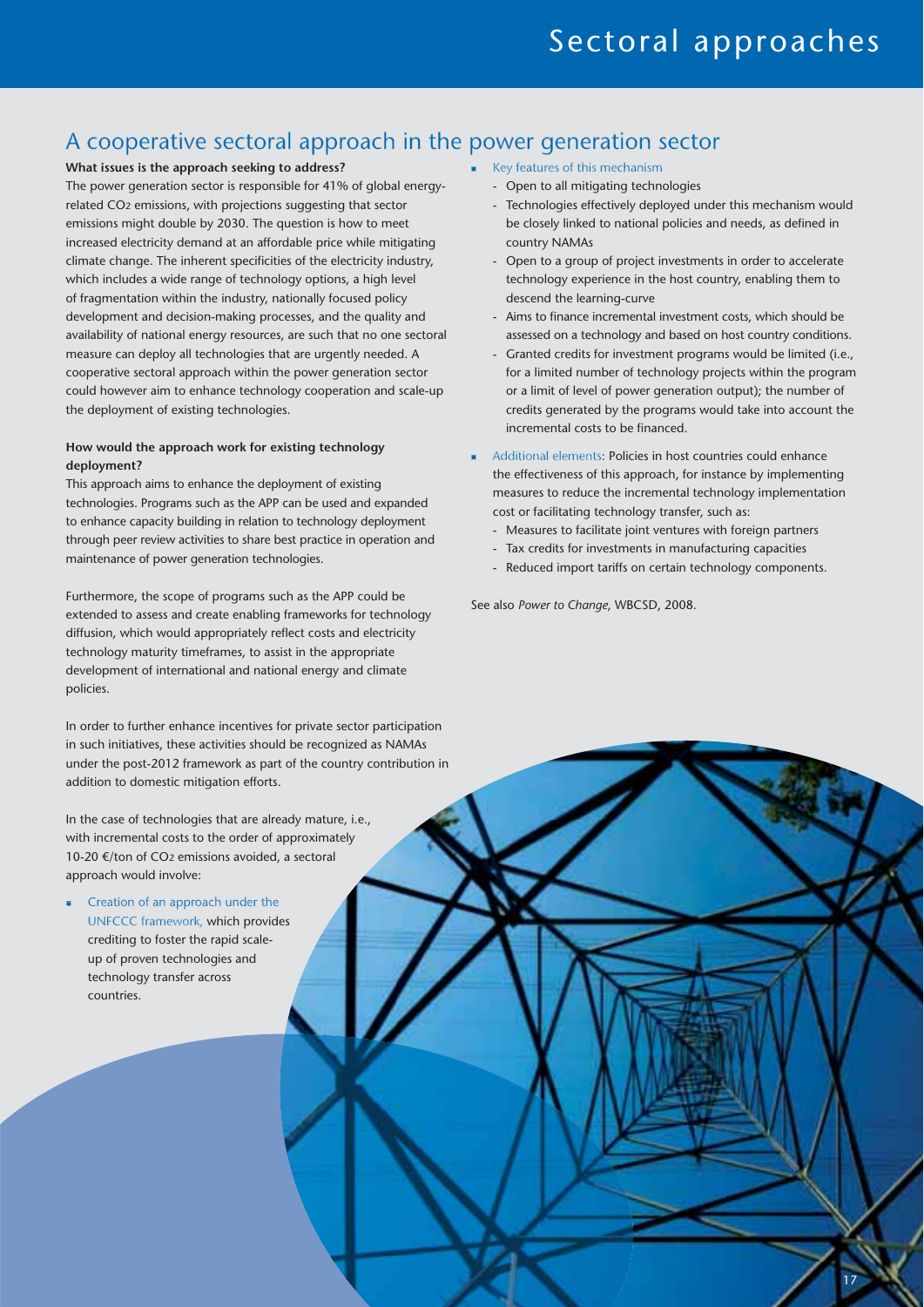## A cooperative sectoral approach in the power generation sector

**What issues is the approach seeking to address?**

The power generation sector is responsible for 41% of global energy-related $CO_2$ emissions, with projections suggesting that sector emissions might double by 2030. The question is how to meet increased electricity demand at an affordable price while mitigating climate change. The inherent specificities of the electricity industry, which includes a wide range of technology options, a high level of fragmentation within the industry, nationally focused policy development and decision-making processes, and the quality and availability of national energy resources, are such that no one sectoral measure can deploy all technologies that are urgently needed. A cooperative sectoral approach within the power generation sector could however aim to enhance technology cooperation and scale-up the deployment of existing technologies.

**How would the approach work for existing technology deployment?**

This approach aims to enhance the deployment of existing technologies. Programs such as the APP can be used and expanded to enhance capacity building in relation to technology deployment through peer review activities to share best practice in operation and maintenance of power generation technologies.

Furthermore, the scope of programs such as the APP could be extended to assess and create enabling frameworks for technology diffusion, which would appropriately reflect costs and electricity technology maturity timeframes, to assist in the appropriate development of international and national energy and climate policies.

In order to further enhance incentives for private sector participation in such initiatives, these activities should be recognized as NAMAs under the post-2012 framework as part of the country contribution in addition to domestic mitigation efforts.

In the case of technologies that are already mature, i.e., with incremental costs to the order of approximately 10-20 €/ton of $CO_2$ emissions avoided, a sectoral approach would involve:

- Creation of an approach under the UNFCCC framework, which provides crediting to foster the rapid scale-up of proven technologies and technology transfer across countries.
- Key features of this mechanism
  - Open to all mitigating technologies
  - Technologies effectively deployed under this mechanism would be closely linked to national policies and needs, as defined in country NAMAs
  - Open to a group of project investments in order to accelerate technology experience in the host country, enabling them to descend the learning-curve
  - Aims to finance incremental investment costs, which should be assessed on a technology and based on host country conditions.
  - Granted credits for investment programs would be limited (i.e., for a limited number of technology projects within the program or a limit of level of power generation output); the number of credits generated by the programs would take into account the incremental costs to be financed.
- Additional elements: Policies in host countries could enhance the effectiveness of this approach, for instance by implementing measures to reduce the incremental technology implementation cost or facilitating technology transfer, such as:
  - Measures to facilitate joint ventures with foreign partners
  - Tax credits for investments in manufacturing capacities
  - Reduced import tariffs on certain technology components.

See also *Power to Change*, WBCSD, 2008.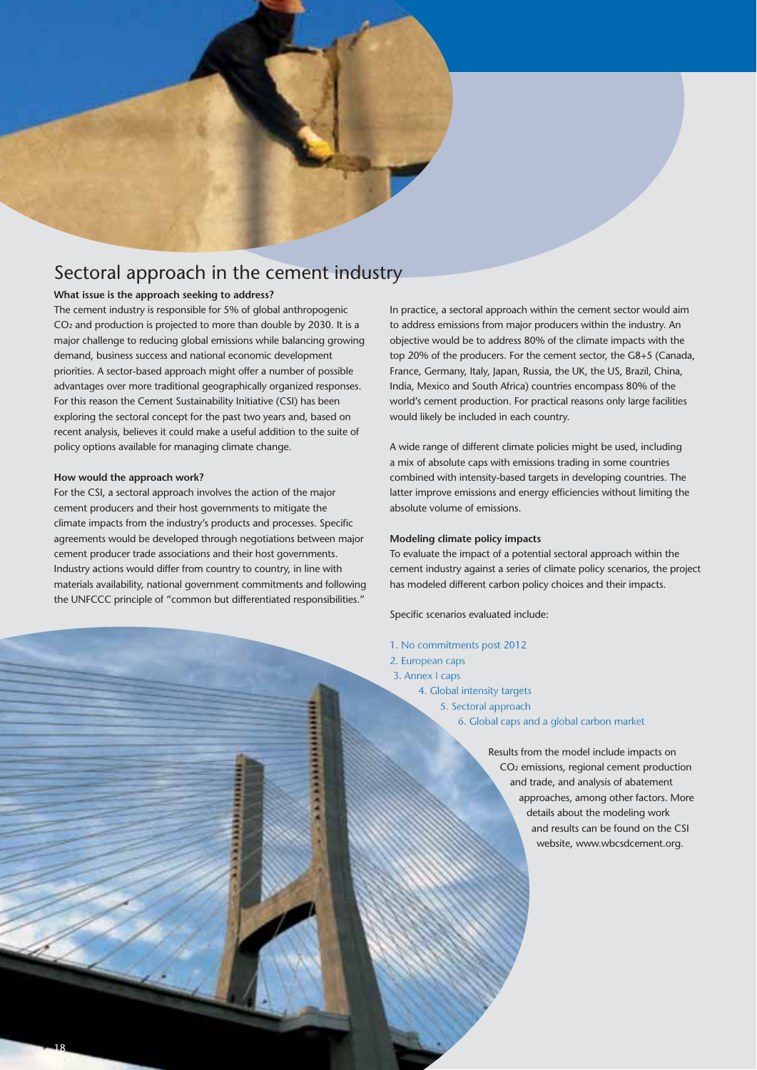## Sectoral approach in the cement industry

**What issue is the approach seeking to address?**

The cement industry is responsible for 5% of global anthropogenic $CO_2$ and production is projected to more than double by 2030. It is a major challenge to reducing global emissions while balancing growing demand, business success and national economic development priorities. A sector-based approach might offer a number of possible advantages over more traditional geographically organized responses. For this reason the Cement Sustainability Initiative (CSI) has been exploring the sectoral concept for the past two years and, based on recent analysis, believes it could make a useful addition to the suite of policy options available for managing climate change.

**How would the approach work?**

For the CSI, a sectoral approach involves the action of the major cement producers and their host governments to mitigate the climate impacts from the industry's products and processes. Specific agreements would be developed through negotiations between major cement producer trade associations and their host governments. Industry actions would differ from country to country, in line with materials availability, national government commitments and following the UNFCCC principle of "common but differentiated responsibilities."

In practice, a sectoral approach within the cement sector would aim to address emissions from major producers within the industry. An objective would be to address 80% of the climate impacts with the top 20% of the producers. For the cement sector, the G8+5 (Canada, France, Germany, Italy, Japan, Russia, the UK, the US, Brazil, China, India, Mexico and South Africa) countries encompass 80% of the world's cement production. For practical reasons only large facilities would likely be included in each country.

A wide range of different climate policies might be used, including a mix of absolute caps with emissions trading in some countries combined with intensity-based targets in developing countries. The latter improve emissions and energy efficiencies without limiting the absolute volume of emissions.

**Modeling climate policy impacts**

To evaluate the impact of a potential sectoral approach within the cement industry against a series of climate policy scenarios, the project has modeled different carbon policy choices and their impacts.

Specific scenarios evaluated include:

1. No commitments post 2012
2. European caps
3. Annex I caps
4. Global intensity targets
5. Sectoral approach
6. Global caps and a global carbon market

Results from the model include impacts on $CO_2$ emissions, regional cement production and trade, and analysis of abatement approaches, among other factors. More details about the modeling work and results can be found on the CSI website, www.wbcsdcement.org.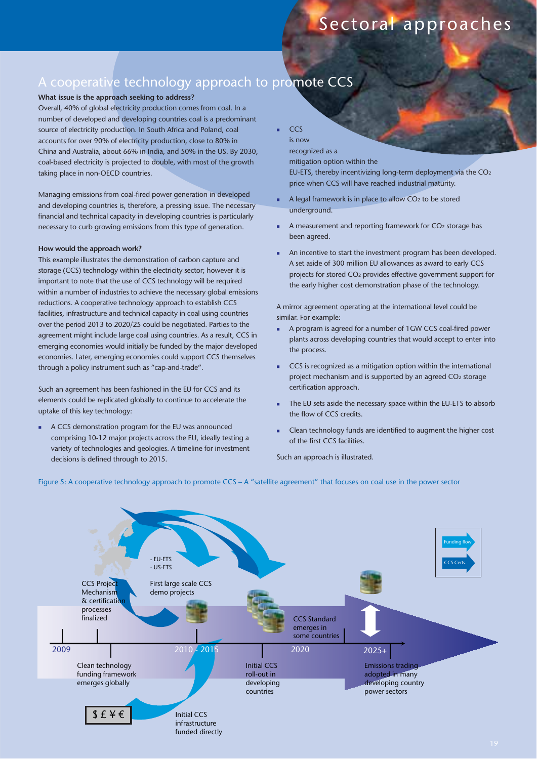## A cooperative technology approach to promote CCS

**What issue is the approach seeking to address?**

Overall, 40% of global electricity production comes from coal. In a number of developed and developing countries coal is a predominant source of electricity production. In South Africa and Poland, coal accounts for over 90% of electricity production, close to 80% in China and Australia, about 66% in India, and 50% in the US. By 2030, coal-based electricity is projected to double, with most of the growth taking place in non-OECD countries.

Managing emissions from coal-fired power generation in developed and developing countries is, therefore, a pressing issue. The necessary financial and technical capacity in developing countries is particularly necessary to curb growing emissions from this type of generation.

**How would the approach work?**

This example illustrates the demonstration of carbon capture and storage (CCS) technology within the electricity sector; however it is important to note that the use of CCS technology will be required within a number of industries to achieve the necessary global emissions reductions. A cooperative technology approach to establish CCS facilities, infrastructure and technical capacity in coal using countries over the period 2013 to 2020/25 could be negotiated. Parties to the agreement might include large coal using countries. As a result, CCS in emerging economies would initially be funded by the major developed economies. Later, emerging economies could support CCS themselves through a policy instrument such as "cap-and-trade".

Such an agreement has been fashioned in the EU for CCS and its elements could be replicated globally to continue to accelerate the uptake of this key technology:

- A CCS demonstration program for the EU was announced comprising 10-12 major projects across the EU, ideally testing a variety of technologies and geologies. A timeline for investment decisions is defined through to 2015.
- CCS is now recognized as a mitigation option within the EU-ETS, thereby incentivizing long-term deployment via the $CO_2$ price when CCS will have reached industrial maturity.
- A legal framework is in place to allow $CO_2$ to be stored underground.
- A measurement and reporting framework for $CO_2$ storage has been agreed.
- An incentive to start the investment program has been developed. A set aside of 300 million EU allowances as award to early CCS projects for stored $CO_2$ provides effective government support for the early higher cost demonstration phase of the technology.

A mirror agreement operating at the international level could be similar. For example:

- A program is agreed for a number of 1GW CCS coal-fired power plants across developing countries that would accept to enter into the process.
- CCS is recognized as a mitigation option within the international project mechanism and is supported by an agreed $CO_2$ storage certification approach.
- The EU sets aside the necessary space within the EU-ETS to absorb the flow of CCS credits.
- Clean technology funds are identified to augment the higher cost of the first CCS facilities.

Such an approach is illustrated.

Figure 5: A cooperative technology approach to promote CCS – A "satellite agreement" that focuses on coal use in the power sector

Funding flow
CCS Certs.

2009 | 2010 - 2015 | 2020 | 2025+

- EU-ETS
- US-ETS

CCS Project Mechanism & certification processes finalized

First large scale CCS demo projects

CCS Standard emerges in some countries

Clean technology funding framework emerges globally

Initial CCS roll-out in developing countries

Emissions trading adopted in many developing country power sectors

$ £ ¥ €

Initial CCS infrastructure funded directly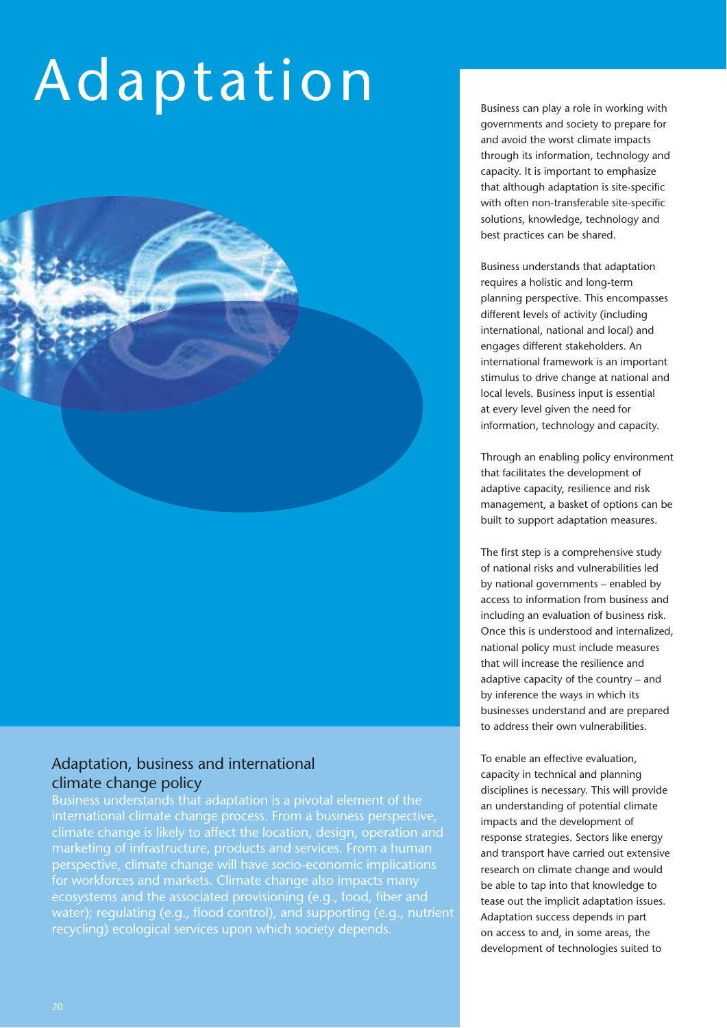# Adaptation

## Adaptation, business and international climate change policy

Business understands that adaptation is a pivotal element of the international climate change process. From a business perspective, climate change is likely to affect the location, design, operation and marketing of infrastructure, products and services. From a human perspective, climate change will have socio-economic implications for workforces and markets. Climate change also impacts many ecosystems and the associated provisioning (e.g., food, fiber and water); regulating (e.g., flood control), and supporting (e.g., nutrient recycling) ecological services upon which society depends.

Business can play a role in working with governments and society to prepare for and avoid the worst climate impacts through its information, technology and capacity. It is important to emphasize that although adaptation is site-specific with often non-transferable site-specific solutions, knowledge, technology and best practices can be shared.

Business understands that adaptation requires a holistic and long-term planning perspective. This encompasses different levels of activity (including international, national and local) and engages different stakeholders. An international framework is an important stimulus to drive change at national and local levels. Business input is essential at every level given the need for information, technology and capacity.

Through an enabling policy environment that facilitates the development of adaptive capacity, resilience and risk management, a basket of options can be built to support adaptation measures.

The first step is a comprehensive study of national risks and vulnerabilities led by national governments – enabled by access to information from business and including an evaluation of business risk. Once this is understood and internalized, national policy must include measures that will increase the resilience and adaptive capacity of the country – and by inference the ways in which its businesses understand and are prepared to address their own vulnerabilities.

To enable an effective evaluation, capacity in technical and planning disciplines is necessary. This will provide an understanding of potential climate impacts and the development of response strategies. Sectors like energy and transport have carried out extensive research on climate change and would be able to tap into that knowledge to tease out the implicit adaptation issues. Adaptation success depends in part on access to and, in some areas, the development of technologies suited to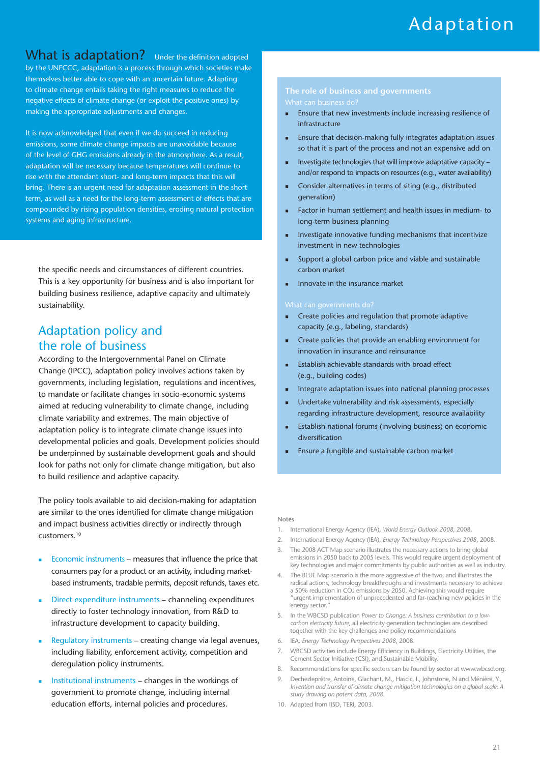# Adaptation

## What is adaptation?

Under the definition adopted by the UNFCCC, adaptation is a process through which societies make themselves better able to cope with an uncertain future. Adapting to climate change entails taking the right measures to reduce the negative effects of climate change (or exploit the positive ones) by making the appropriate adjustments and changes.

It is now acknowledged that even if we do succeed in reducing emissions, some climate change impacts are unavoidable because of the level of GHG emissions already in the atmosphere. As a result, adaptation will be necessary because temperatures will continue to rise with the attendant short- and long-term impacts that this will bring. There is an urgent need for adaptation assessment in the short term, as well as a need for the long-term assessment of effects that are compounded by rising population densities, eroding natural protection systems and aging infrastructure.

the specific needs and circumstances of different countries. This is a key opportunity for business and is also important for building business resilience, adaptive capacity and ultimately sustainability.

## Adaptation policy and the role of business

According to the Intergovernmental Panel on Climate Change (IPCC), adaptation policy involves actions taken by governments, including legislation, regulations and incentives, to mandate or facilitate changes in socio-economic systems aimed at reducing vulnerability to climate change, including climate variability and extremes. The main objective of adaptation policy is to integrate climate change issues into developmental policies and goals. Development policies should be underpinned by sustainable development goals and should look for paths not only for climate change mitigation, but also to build resilience and adaptive capacity.

The policy tools available to aid decision-making for adaptation are similar to the ones identified for climate change mitigation and impact business activities directly or indirectly through customers.[10]

- Economic instruments – measures that influence the price that consumers pay for a product or an activity, including market-based instruments, tradable permits, deposit refunds, taxes etc.
- Direct expenditure instruments – channeling expenditures directly to foster technology innovation, from R&D to infrastructure development to capacity building.
- Regulatory instruments – creating change via legal avenues, including liability, enforcement activity, competition and deregulation policy instruments.
- Institutional instruments – changes in the workings of government to promote change, including internal education efforts, internal policies and procedures.

### The role of business and governments

#### What can business do?

- Ensure that new investments include increasing resilience of infrastructure
- Ensure that decision-making fully integrates adaptation issues so that it is part of the process and not an expensive add on
- Investigate technologies that will improve adaptative capacity – and/or respond to impacts on resources (e.g., water availability)
- Consider alternatives in terms of siting (e.g., distributed generation)
- Factor in human settlement and health issues in medium- to long-term business planning
- Investigate innovative funding mechanisms that incentivize investment in new technologies
- Support a global carbon price and viable and sustainable carbon market
- Innovate in the insurance market

#### What can governments do?

- Create policies and regulation that promote adaptive capacity (e.g., labeling, standards)
- Create policies that provide an enabling environment for innovation in insurance and reinsurance
- Establish achievable standards with broad effect (e.g., building codes)
- Integrate adaptation issues into national planning processes
- Undertake vulnerability and risk assessments, especially regarding infrastructure development, resource availability
- Establish national forums (involving business) on economic diversification
- Ensure a fungible and sustainable carbon market

#### Notes

1. International Energy Agency (IEA), *World Energy Outlook 2008*, 2008.
2. International Energy Agency (IEA), *Energy Technology Perspectives 2008*, 2008.
3. The 2008 ACT Map scenario illustrates the necessary actions to bring global emissions in 2050 back to 2005 levels. This would require urgent deployment of key technologies and major commitments by public authorities as well as industry.
4. The BLUE Map scenario is the more aggressive of the two, and illustrates the radical actions, technology breakthroughs and investments necessary to achieve a 50% reduction in $CO_2$ emissions by 2050. Achieving this would require "urgent implementation of unprecedented and far-reaching new policies in the energy sector."
5. In the WBCSD publication *Power to Change: A business contribution to a low-carbon electricity future*, all electricity generation technologies are described together with the key challenges and policy recommendations
6. IEA, *Energy Technology Perspectives 2008*, 2008.
7. WBCSD activities include Energy Efficiency in Buildings, Electricity Utilities, the Cement Sector Initiative (CSI), and Sustainable Mobility.
8. Recommendations for specific sectors can be found by sector at www.wbcsd.org.
9. Dechezleprêtre, Antoine, Glachant, M., Hascic, I., Johnstone, N and Ménière, Y., *Invention and transfer of climate change mitigation technologies on a global scale: A study drawing on patent data, 2008*.
10. Adapted from IISD, TERI, 2003.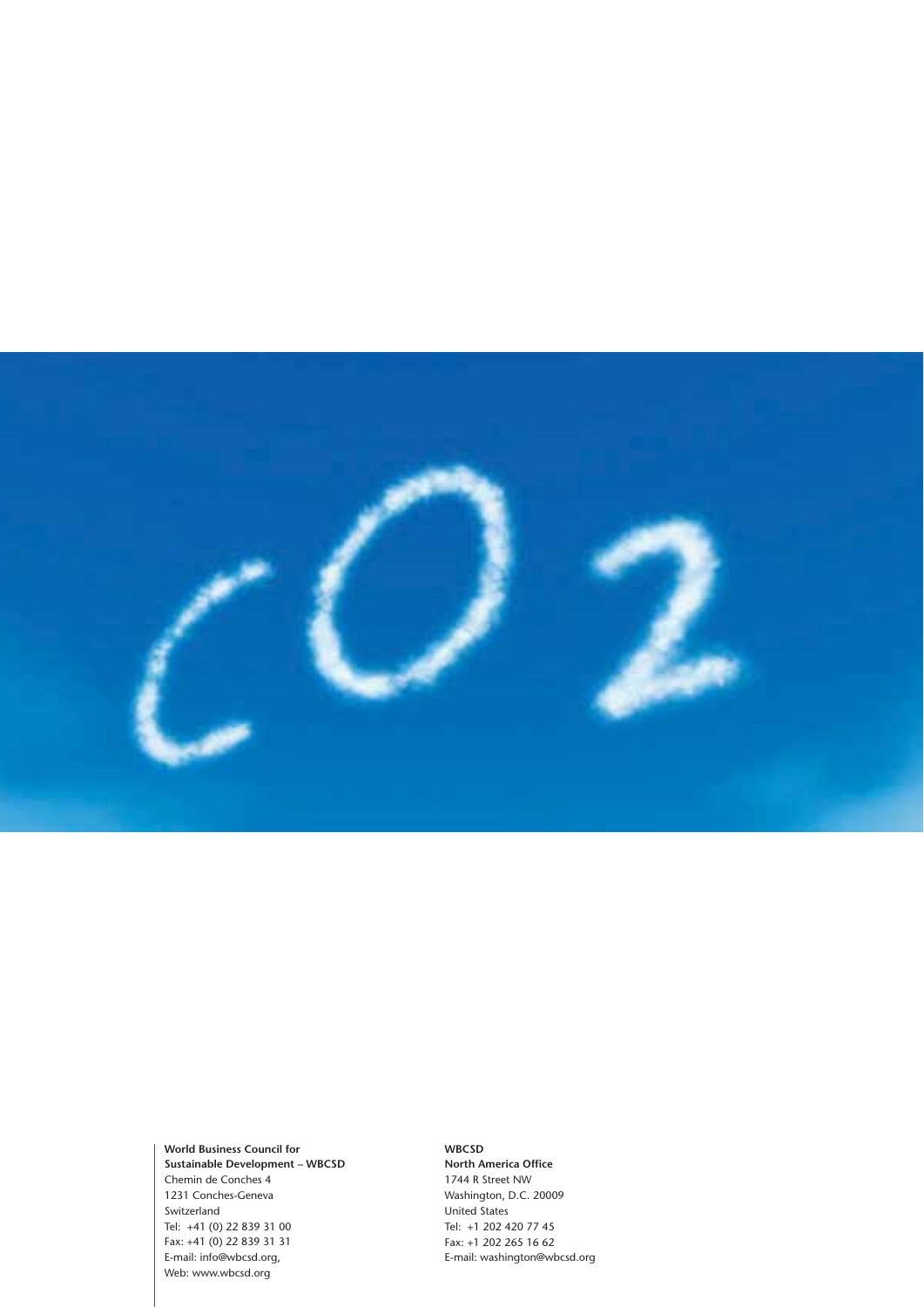**World Business Council for Sustainable Development – WBCSD**
Chemin de Conches 4
1231 Conches-Geneva
Switzerland
Tel: +41 (0) 22 839 31 00
Fax: +41 (0) 22 839 31 31
E-mail: info@wbcsd.org,
Web: www.wbcsd.org

**WBCSD**
**North America Office**
1744 R Street NW
Washington, D.C. 20009
United States
Tel: +1 202 420 77 45
Fax: +1 202 265 16 62
E-mail: washington@wbcsd.org